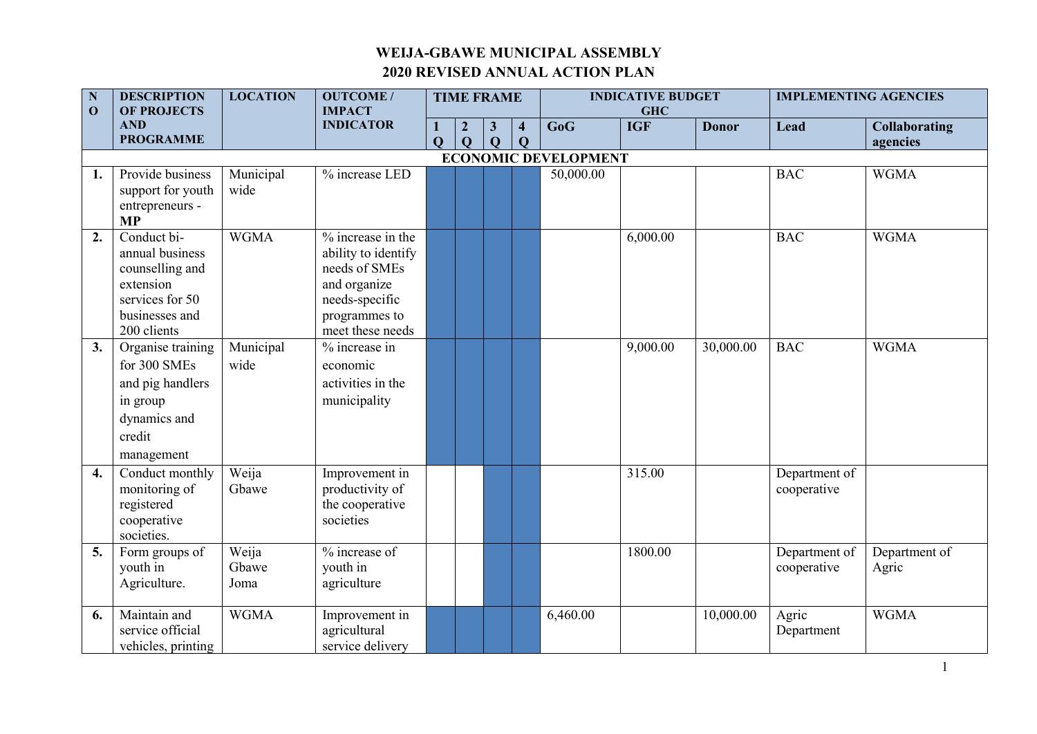# WEIJA-GBAWE MUNICIPAL ASSEMBLY
## 2020 REVISED ANNUAL ACTION PLAN

| NO | DESCRIPTION OF PROJECTS AND PROGRAMME | LOCATION | OUTCOME / IMPACT INDICATOR | TIME FRAME | | | | INDICATIVE BUDGET GHC | | | IMPLEMENTING AGENCIES | |
|---|---|---|---|---|---|---|---|---|---|---|---|---|
| | | | | 1 Q | 2 Q | 3 Q | 4 Q | GoG | IGF | Donor | Lead | Collaborating agencies |
| | **ECONOMIC DEVELOPMENT** | | | | | | | | | | | |
| **1.** | Provide business support for youth entrepreneurs - **MP** | Municipal wide | % increase LED | ■ | ■ | ■ | ■ | 50,000.00 | | | BAC | WGMA |
| **2.** | Conduct bi-annual business counselling and extension services for 50 businesses and 200 clients | WGMA | % increase in the ability to identify needs of SMEs and organize needs-specific programmes to meet these needs | ■ | ■ | ■ | ■ | | 6,000.00 | | BAC | WGMA |
| **3.** | Organise training for 300 SMEs and pig handlers in group dynamics and credit management | Municipal wide | % increase in economic activities in the municipality | ■ | ■ | ■ | ■ | | 9,000.00 | 30,000.00 | BAC | WGMA |
| **4.** | Conduct monthly monitoring of registered cooperative societies. | Weija Gbawe | Improvement in productivity of the cooperative societies | | | ■ | ■ | | 315.00 | | Department of cooperative | |
| **5.** | Form groups of youth in Agriculture. | Weija Gbawe Joma | % increase of youth in agriculture | | | ■ | ■ | | 1800.00 | | Department of cooperative | Department of Agric |
| **6.** | Maintain and service official vehicles, printing | WGMA | Improvement in agricultural service delivery | ■ | ■ | ■ | ■ | 6,460.00 | | 10,000.00 | Agric Department | WGMA |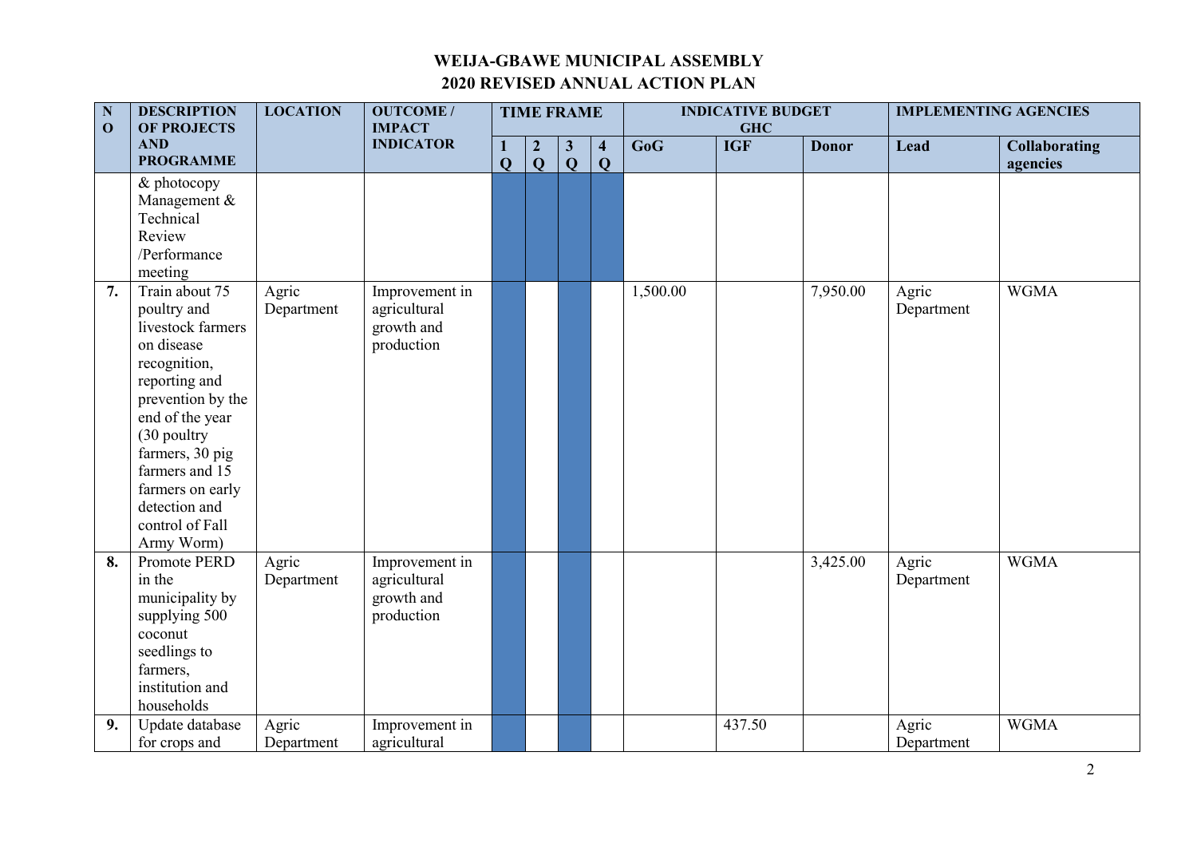# WEIJA-GBAWE MUNICIPAL ASSEMBLY
## 2020 REVISED ANNUAL ACTION PLAN

| NO | DESCRIPTION OF PROJECTS AND PROGRAMME | LOCATION | OUTCOME / IMPACT INDICATOR | TIME FRAME | | | | INDICATIVE BUDGET GHC | | | IMPLEMENTING AGENCIES | |
|---|---|---|---|---|---|---|---|---|---|---|---|---|
| | | | | 1 Q | 2 Q | 3 Q | 4 Q | GoG | IGF | Donor | Lead | Collaborating agencies |
| | & photocopy Management & Technical Review /Performance meeting | | | | | | | | | | | |
| 7. | Train about 75 poultry and livestock farmers on disease recognition, reporting and prevention by the end of the year (30 poultry farmers, 30 pig farmers and 15 farmers on early detection and control of Fall Army Worm) | Agric Department | Improvement in agricultural growth and production | | | | | 1,500.00 | | 7,950.00 | Agric Department | WGMA |
| 8. | Promote PERD in the municipality by supplying 500 coconut seedlings to farmers, institution and households | Agric Department | Improvement in agricultural growth and production | | | | | | | 3,425.00 | Agric Department | WGMA |
| 9. | Update database for crops and | Agric Department | Improvement in agricultural | | | | | | 437.50 | | Agric Department | WGMA |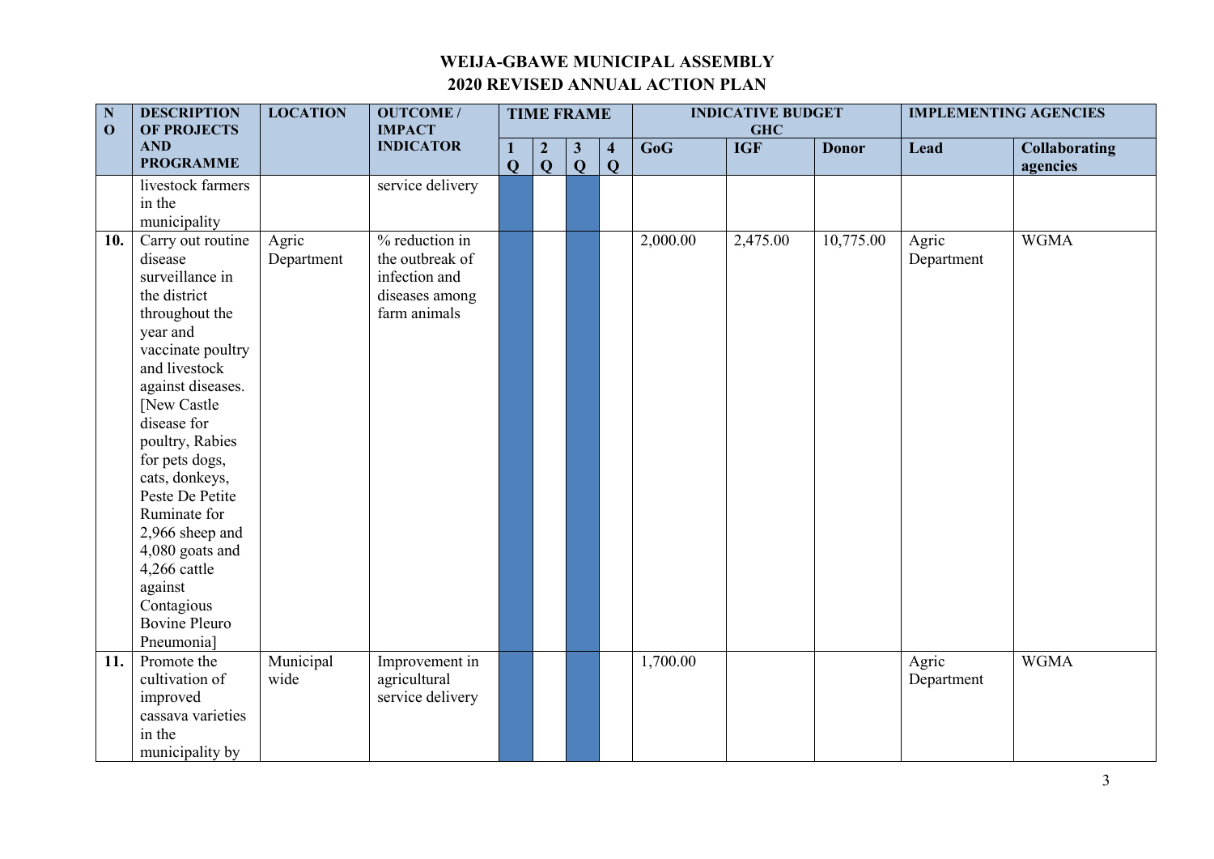# WEIJA-GBAWE MUNICIPAL ASSEMBLY
## 2020 REVISED ANNUAL ACTION PLAN

| NO | DESCRIPTION OF PROJECTS AND PROGRAMME | LOCATION | OUTCOME / IMPACT INDICATOR | TIME FRAME | | | | INDICATIVE BUDGET GHC | | | IMPLEMENTING AGENCIES | |
|---|---|---|---|---|---|---|---|---|---|---|---|---|
| | | | | 1 Q | 2 Q | 3 Q | 4 Q | GoG | IGF | Donor | Lead | Collaborating agencies |
| | livestock farmers in the municipality | | service delivery | | | | | | | | | |
| 10. | Carry out routine disease surveillance in the district throughout the year and vaccinate poultry and livestock against diseases. [New Castle disease for poultry, Rabies for pets dogs, cats, donkeys, Peste De Petite Ruminate for 2,966 sheep and 4,080 goats and 4,266 cattle against Contagious Bovine Pleuro Pneumonia] | Agric Department | % reduction in the outbreak of infection and diseases among farm animals | | | | | 2,000.00 | 2,475.00 | 10,775.00 | Agric Department | WGMA |
| 11. | Promote the cultivation of improved cassava varieties in the municipality by | Municipal wide | Improvement in agricultural service delivery | | | | | 1,700.00 | | | Agric Department | WGMA |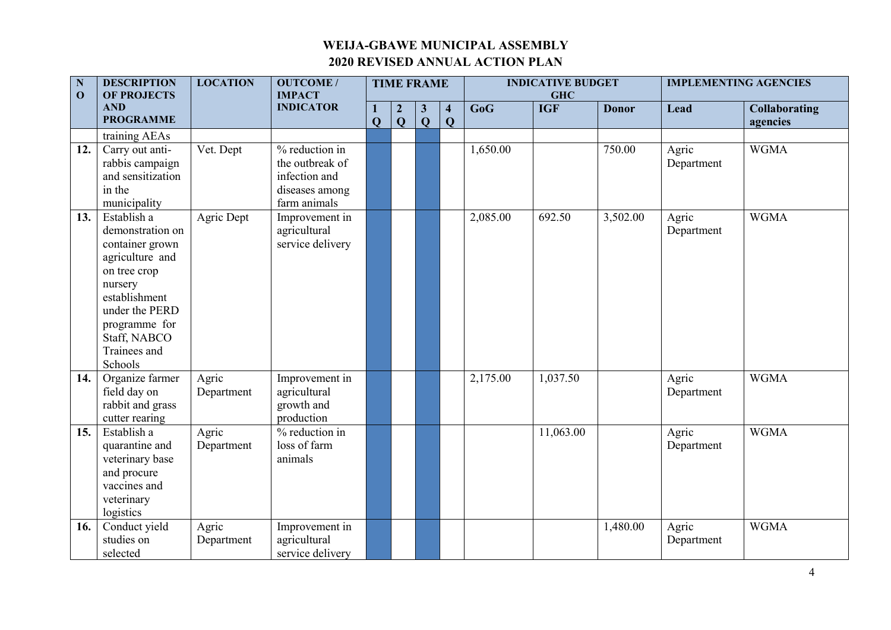# WEIJA-GBAWE MUNICIPAL ASSEMBLY
## 2020 REVISED ANNUAL ACTION PLAN

| NO | DESCRIPTION OF PROJECTS AND PROGRAMME | LOCATION | OUTCOME / IMPACT INDICATOR | TIME FRAME | | | | INDICATIVE BUDGET GHC | | | IMPLEMENTING AGENCIES | |
|---|---|---|---|---|---|---|---|---|---|---|---|---|
| | | | | 1 Q | 2 Q | 3 Q | 4 Q | GoG | IGF | Donor | Lead | Collaborating agencies |
| | training AEAs | | | | | | | | | | | |
| 12. | Carry out anti-rabbis campaign and sensitization in the municipality | Vet. Dept | % reduction in the outbreak of infection and diseases among farm animals | | | | | 1,650.00 | | 750.00 | Agric Department | WGMA |
| 13. | Establish a demonstration on container grown agriculture and on tree crop nursery establishment under the PERD programme for Staff, NABCO Trainees and Schools | Agric Dept | Improvement in agricultural service delivery | | | | | 2,085.00 | 692.50 | 3,502.00 | Agric Department | WGMA |
| 14. | Organize farmer field day on rabbit and grass cutter rearing | Agric Department | Improvement in agricultural growth and production | | | | | 2,175.00 | 1,037.50 | | Agric Department | WGMA |
| 15. | Establish a quarantine and veterinary base and procure vaccines and veterinary logistics | Agric Department | % reduction in loss of farm animals | | | | | | 11,063.00 | | Agric Department | WGMA |
| 16. | Conduct yield studies on selected | Agric Department | Improvement in agricultural service delivery | | | | | | | 1,480.00 | Agric Department | WGMA |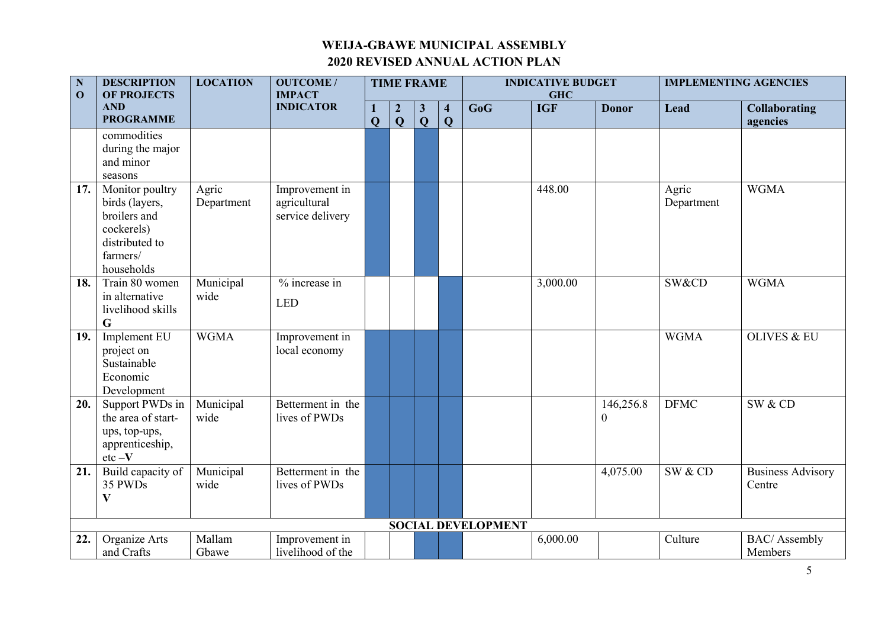# WEIJA-GBAWE MUNICIPAL ASSEMBLY
## 2020 REVISED ANNUAL ACTION PLAN

| NO | DESCRIPTION OF PROJECTS AND PROGRAMME | LOCATION | OUTCOME / IMPACT INDICATOR | TIME FRAME | | | | INDICATIVE BUDGET GHC | | | IMPLEMENTING AGENCIES | |
|---|---|---|---|---|---|---|---|---|---|---|---|---|
| | | | | 1 Q | 2 Q | 3 Q | 4 Q | GoG | IGF | Donor | Lead | Collaborating agencies |
| | commodities during the major and minor seasons | | | ■ | | ■ | | | | | | |
| 17. | Monitor poultry birds (layers, broilers and cockerels) distributed to farmers/ households | Agric Department | Improvement in agricultural service delivery | ■ | | ■ | | | 448.00 | | Agric Department | WGMA |
| 18. | Train 80 women in alternative livelihood skills **G** | Municipal wide | % increase in LED | | | | ■ | | 3,000.00 | | SW&CD | WGMA |
| 19. | Implement EU project on Sustainable Economic Development | WGMA | Improvement in local economy | ■ | ■ | ■ | ■ | | | | WGMA | OLIVES & EU |
| 20. | Support PWDs in the area of start-ups, top-ups, apprenticeship, etc –**V** | Municipal wide | Betterment in the lives of PWDs | ■ | ■ | ■ | ■ | | | 146,256.80 | DFMC | SW & CD |
| 21. | Build capacity of 35 PWDs **V** | Municipal wide | Betterment in the lives of PWDs | ■ | ■ | ■ | ■ | | | 4,075.00 | SW & CD | Business Advisory Centre |
| | **SOCIAL DEVELOPMENT** | | | | | | | | | | | |
| 22. | Organize Arts and Crafts | Mallam Gbawe | Improvement in livelihood of the | | | ■ | ■ | | 6,000.00 | | Culture | BAC/ Assembly Members |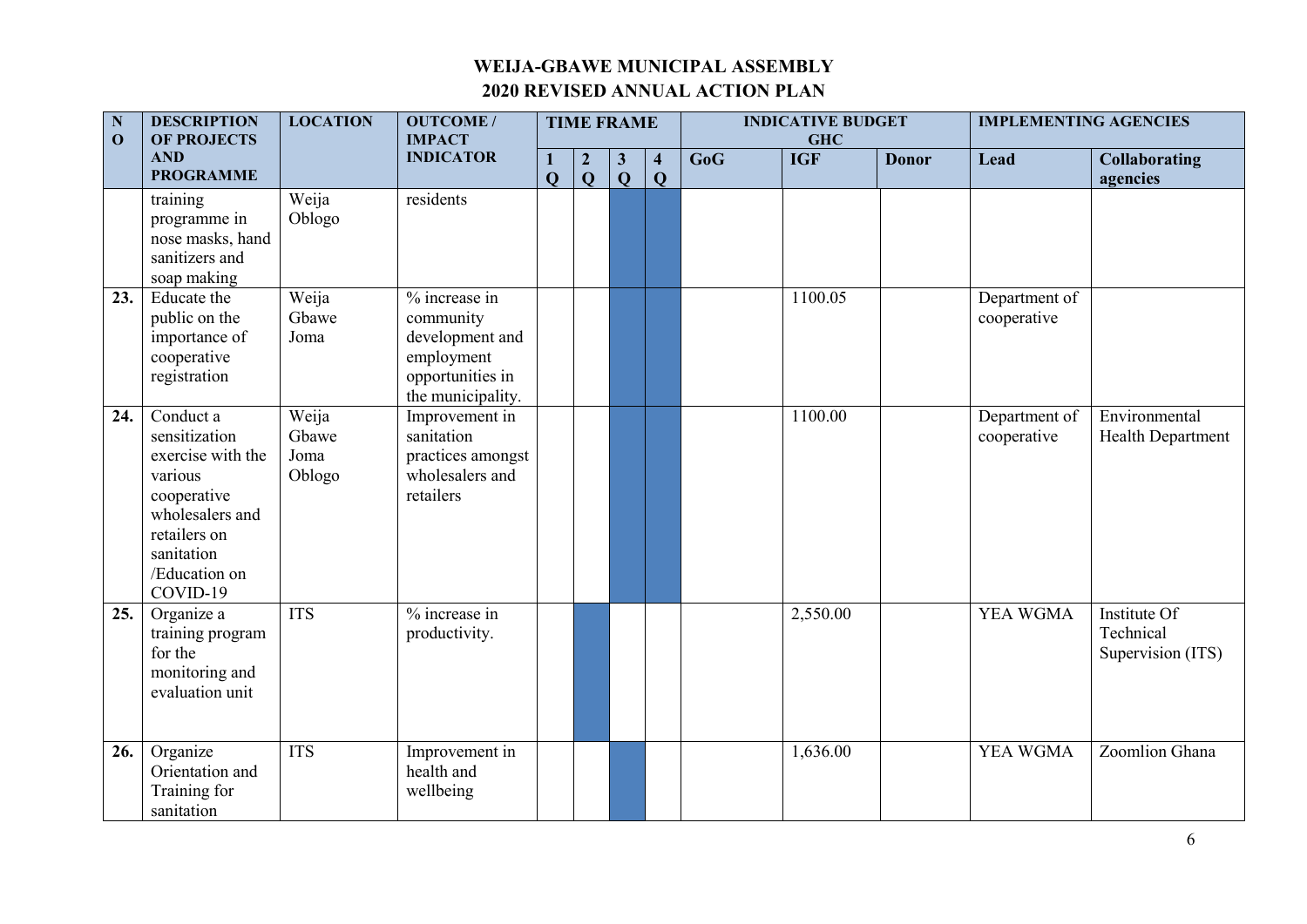# WEIJA-GBAWE MUNICIPAL ASSEMBLY
## 2020 REVISED ANNUAL ACTION PLAN

| NO | DESCRIPTION OF PROJECTS AND PROGRAMME | LOCATION | OUTCOME / IMPACT INDICATOR | TIME FRAME | | | | INDICATIVE BUDGET GHC | | | IMPLEMENTING AGENCIES | |
|---|---|---|---|---|---|---|---|---|---|---|---|---|
| | | | | 1 Q | 2 Q | 3 Q | 4 Q | GoG | IGF | Donor | Lead | Collaborating agencies |
| | training programme in nose masks, hand sanitizers and soap making | Weija Oblogo | residents | | | | | | | | | |
| 23. | Educate the public on the importance of cooperative registration | Weija Gbawe Joma | % increase in community development and employment opportunities in the municipality. | | | | | | 1100.05 | | Department of cooperative | |
| 24. | Conduct a sensitization exercise with the various cooperative wholesalers and retailers on sanitation /Education on COVID-19 | Weija Gbawe Joma Oblogo | Improvement in sanitation practices amongst wholesalers and retailers | | | | | | 1100.00 | | Department of cooperative | Environmental Health Department |
| 25. | Organize a training program for the monitoring and evaluation unit | ITS | % increase in productivity. | | | | | | 2,550.00 | | YEA WGMA | Institute Of Technical Supervision (ITS) |
| 26. | Organize Orientation and Training for sanitation | ITS | Improvement in health and wellbeing | | | | | | 1,636.00 | | YEA WGMA | Zoomlion Ghana |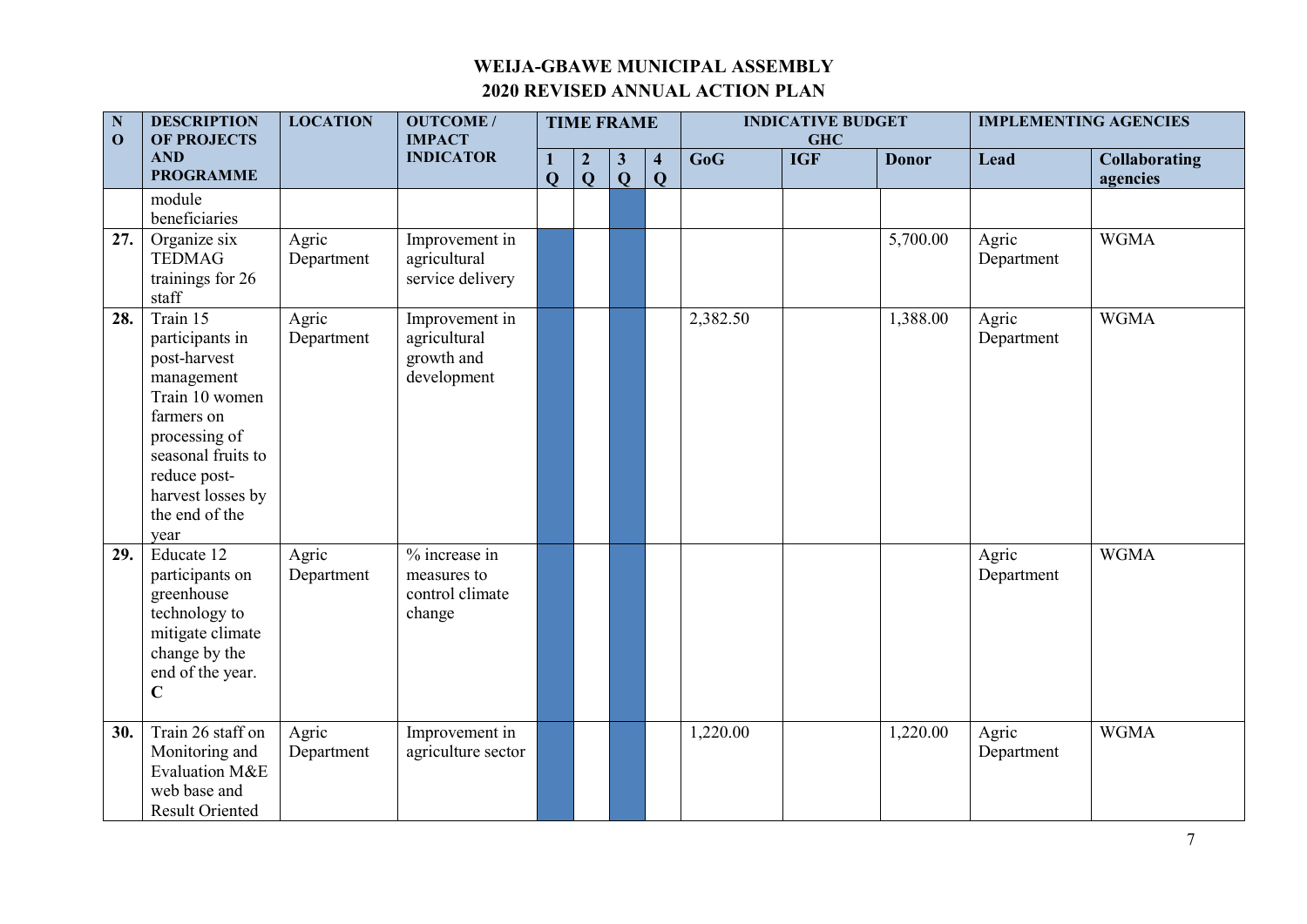# WEIJA-GBAWE MUNICIPAL ASSEMBLY
## 2020 REVISED ANNUAL ACTION PLAN

| NO | DESCRIPTION OF PROJECTS AND PROGRAMME | LOCATION | OUTCOME / IMPACT INDICATOR | TIME FRAME | | | | INDICATIVE BUDGET GHC | | | IMPLEMENTING AGENCIES | |
|---|---|---|---|---|---|---|---|---|---|---|---|---|
| | | | | 1 Q | 2 Q | 3 Q | 4 Q | GoG | IGF | Donor | Lead | Collaborating agencies |
| | module beneficiaries | | | | | | | | | | | |
| 27. | Organize six TEDMAG trainings for 26 staff | Agric Department | Improvement in agricultural service delivery | | | | | | | 5,700.00 | Agric Department | WGMA |
| 28. | Train 15 participants in post-harvest management Train 10 women farmers on processing of seasonal fruits to reduce post-harvest losses by the end of the year | Agric Department | Improvement in agricultural growth and development | | | | | 2,382.50 | | 1,388.00 | Agric Department | WGMA |
| 29. | Educate 12 participants on greenhouse technology to mitigate climate change by the end of the year. **C** | Agric Department | % increase in measures to control climate change | | | | | | | | Agric Department | WGMA |
| 30. | Train 26 staff on Monitoring and Evaluation M&E web base and Result Oriented | Agric Department | Improvement in agriculture sector | | | | | 1,220.00 | | 1,220.00 | Agric Department | WGMA |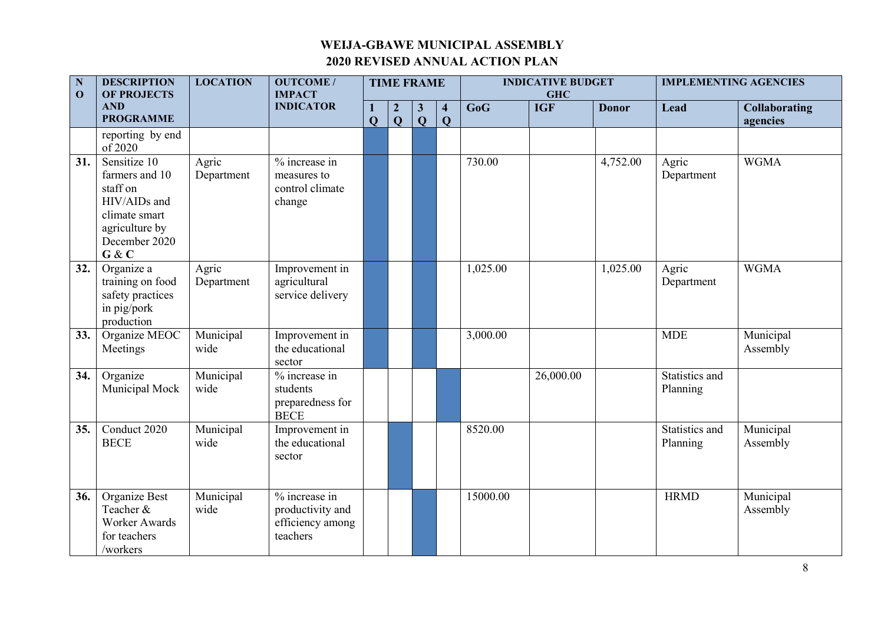# WEIJA-GBAWE MUNICIPAL ASSEMBLY

## 2020 REVISED ANNUAL ACTION PLAN

| NO | DESCRIPTION OF PROJECTS AND PROGRAMME | LOCATION | OUTCOME / IMPACT INDICATOR | TIME FRAME | | | | INDICATIVE BUDGET GHC | | | IMPLEMENTING AGENCIES | |
|---|---|---|---|---|---|---|---|---|---|---|---|---|
| | | | | 1 Q | 2 Q | 3 Q | 4 Q | GoG | IGF | Donor | Lead | Collaborating agencies |
| | reporting by end of 2020 | | | ■ | | ■ | | | | | | |
| 31. | Sensitize 10 farmers and 10 staff on HIV/AIDs and climate smart agriculture by December 2020 **G & C** | Agric Department | % increase in measures to control climate change | ■ | | ■ | | 730.00 | | 4,752.00 | Agric Department | WGMA |
| 32. | Organize a training on food safety practices in pig/pork production | Agric Department | Improvement in agricultural service delivery | ■ | | ■ | | 1,025.00 | | 1,025.00 | Agric Department | WGMA |
| 33. | Organize MEOC Meetings | Municipal wide | Improvement in the educational sector | ■ | | ■ | | 3,000.00 | | | MDE | Municipal Assembly |
| 34. | Organize Municipal Mock | Municipal wide | % increase in students preparedness for BECE | | | | ■ | | 26,000.00 | | Statistics and Planning | |
| 35. | Conduct 2020 BECE | Municipal wide | Improvement in the educational sector | | ■ | | | 8520.00 | | | Statistics and Planning | Municipal Assembly |
| 36. | Organize Best Teacher & Worker Awards for teachers /workers | Municipal wide | % increase in productivity and efficiency among teachers | | | ■ | | 15000.00 | | | HRMD | Municipal Assembly |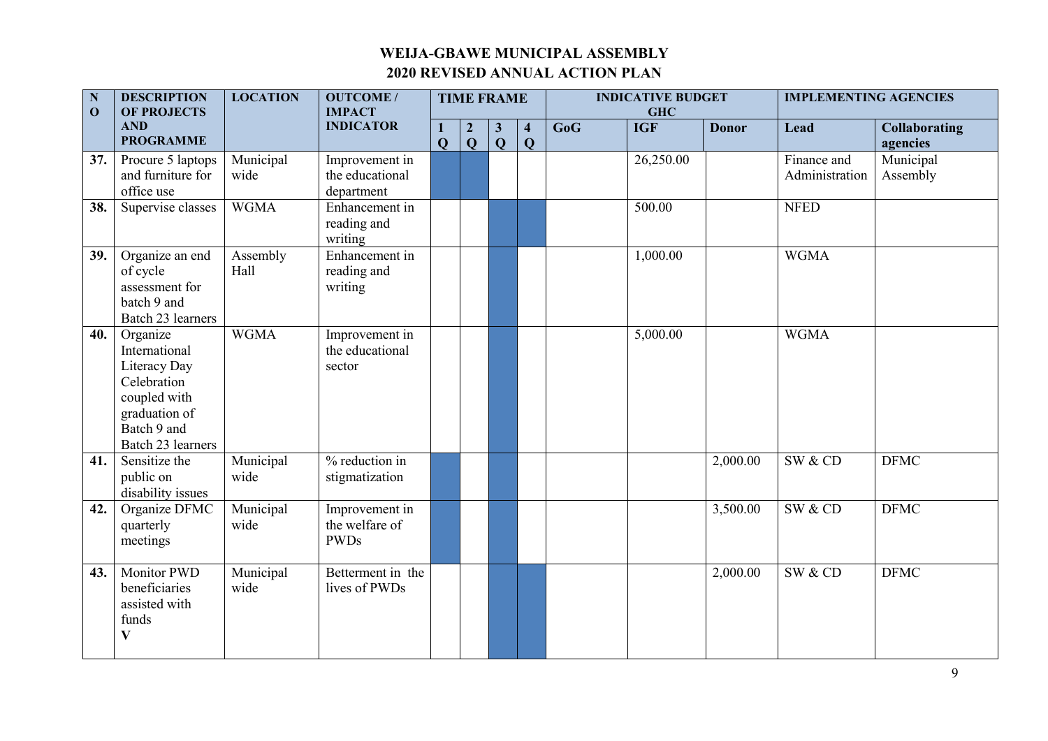# WEIJA-GBAWE MUNICIPAL ASSEMBLY
## 2020 REVISED ANNUAL ACTION PLAN

| NO | DESCRIPTION OF PROJECTS AND PROGRAMME | LOCATION | OUTCOME / IMPACT INDICATOR | TIME FRAME | | | | INDICATIVE BUDGET GHC | | | IMPLEMENTING AGENCIES | |
|---|---|---|---|---|---|---|---|---|---|---|---|---|
| | | | | 1 Q | 2 Q | 3 Q | 4 Q | GoG | IGF | Donor | Lead | Collaborating agencies |
| 37. | Procure 5 laptops and furniture for office use | Municipal wide | Improvement in the educational department | ■ | ■ | | | | 26,250.00 | | Finance and Administration | Municipal Assembly |
| 38. | Supervise classes | WGMA | Enhancement in reading and writing | | | ■ | ■ | | 500.00 | | NFED | |
| 39. | Organize an end of cycle assessment for batch 9 and Batch 23 learners | Assembly Hall | Enhancement in reading and writing | | | ■ | | | 1,000.00 | | WGMA | |
| 40. | Organize International Literacy Day Celebration coupled with graduation of Batch 9 and Batch 23 learners | WGMA | Improvement in the educational sector | | | ■ | | | 5,000.00 | | WGMA | |
| 41. | Sensitize the public on disability issues | Municipal wide | % reduction in stigmatization | ■ | | ■ | | | | 2,000.00 | SW & CD | DFMC |
| 42. | Organize DFMC quarterly meetings | Municipal wide | Improvement in the welfare of PWDs | ■ | | ■ | | | | 3,500.00 | SW & CD | DFMC |
| 43. | Monitor PWD beneficiaries assisted with funds **V** | Municipal wide | Betterment in the lives of PWDs | | | ■ | ■ | | | 2,000.00 | SW & CD | DFMC |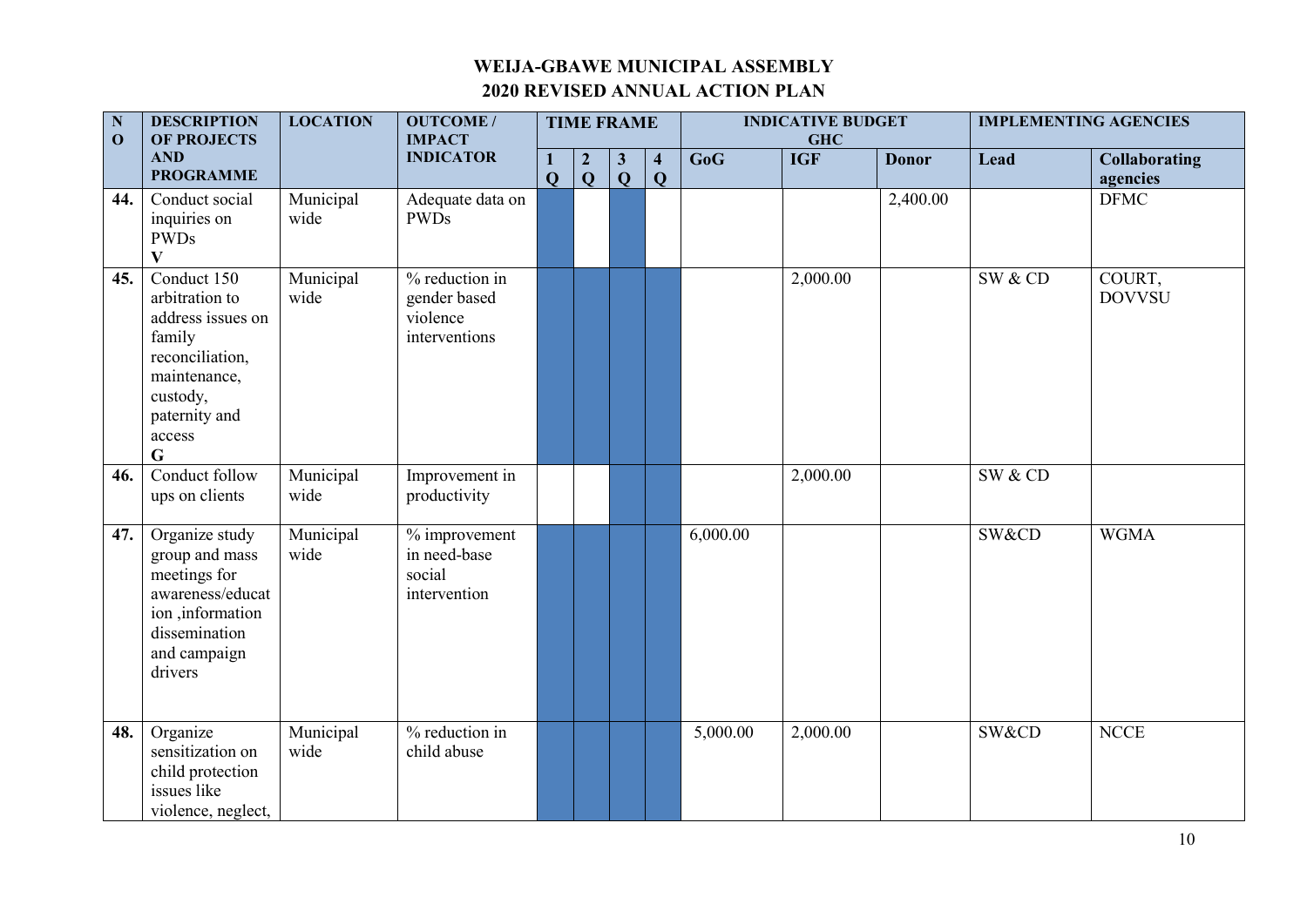# WEIJA-GBAWE MUNICIPAL ASSEMBLY
## 2020 REVISED ANNUAL ACTION PLAN

| NO | DESCRIPTION OF PROJECTS AND PROGRAMME | LOCATION | OUTCOME / IMPACT INDICATOR | TIME FRAME | | | | INDICATIVE BUDGET GHC | | | IMPLEMENTING AGENCIES | |
|---|---|---|---|---|---|---|---|---|---|---|---|---|
| | | | | 1 Q | 2 Q | 3 Q | 4 Q | GoG | IGF | Donor | Lead | Collaborating agencies |
| 44. | Conduct social inquiries on PWDs **V** | Municipal wide | Adequate data on PWDs | ■ | | ■ | | | | 2,400.00 | | DFMC |
| 45. | Conduct 150 arbitration to address issues on family reconciliation, maintenance, custody, paternity and access **G** | Municipal wide | % reduction in gender based violence interventions | ■ | ■ | ■ | ■ | | 2,000.00 | | SW & CD | COURT, DOVVSU |
| 46. | Conduct follow ups on clients | Municipal wide | Improvement in productivity | | | ■ | ■ | | 2,000.00 | | SW & CD | |
| 47. | Organize study group and mass meetings for awareness/education ,information dissemination and campaign drivers | Municipal wide | % improvement in need-base social intervention | ■ | ■ | ■ | ■ | 6,000.00 | | | SW&CD | WGMA |
| 48. | Organize sensitization on child protection issues like violence, neglect, | Municipal wide | % reduction in child abuse | ■ | ■ | ■ | ■ | 5,000.00 | 2,000.00 | | SW&CD | NCCE |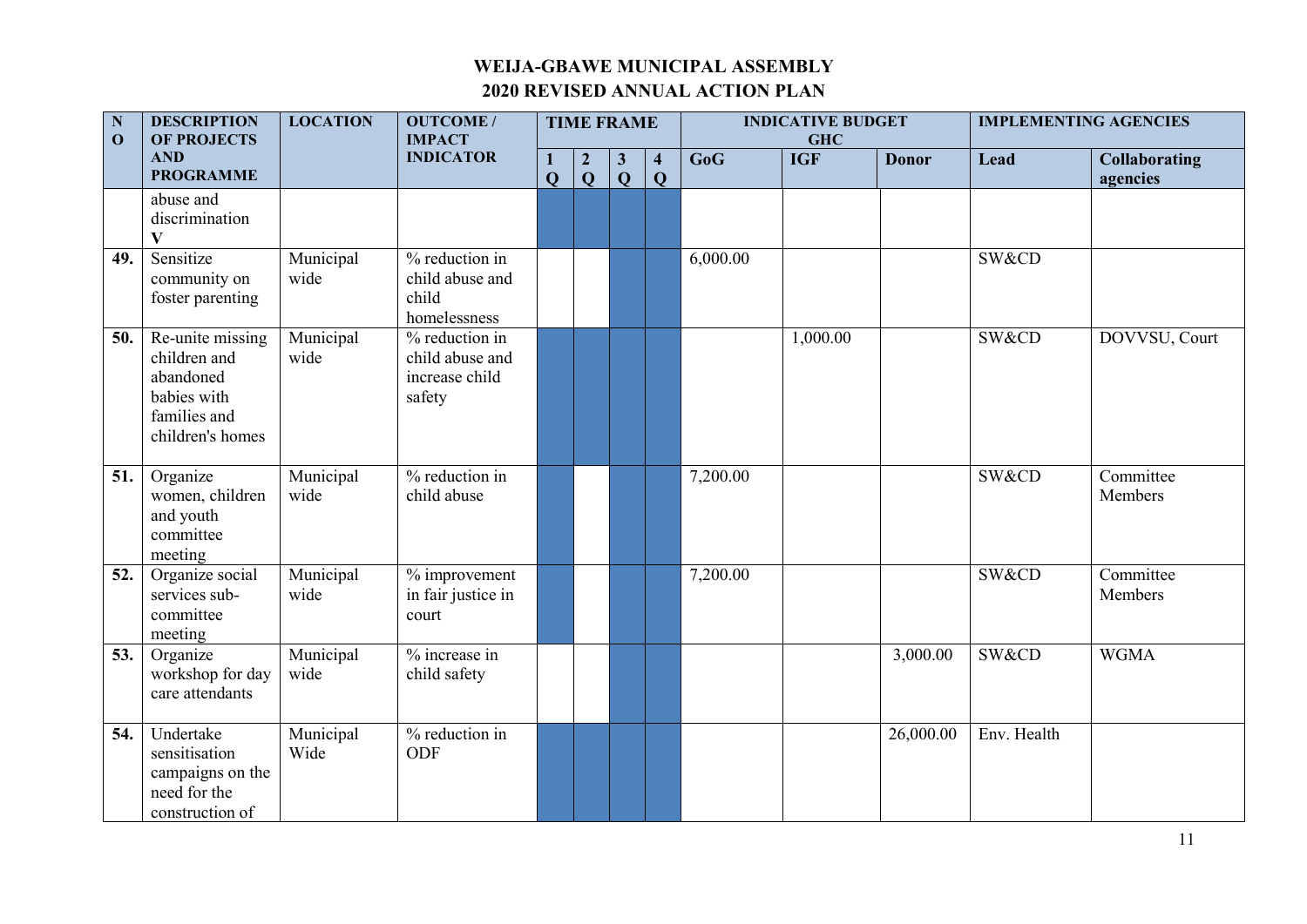# WEIJA-GBAWE MUNICIPAL ASSEMBLY
## 2020 REVISED ANNUAL ACTION PLAN

| NO | DESCRIPTION OF PROJECTS AND PROGRAMME | LOCATION | OUTCOME / IMPACT INDICATOR | TIME FRAME | | | | INDICATIVE BUDGET GHC | | | IMPLEMENTING AGENCIES | |
|---|---|---|---|---|---|---|---|---|---|---|---|---|
| | | | | 1 Q | 2 Q | 3 Q | 4 Q | GoG | IGF | Donor | Lead | Collaborating agencies |
| | abuse and discrimination V | | | | | | | | | | | |
| 49. | Sensitize community on foster parenting | Municipal wide | % reduction in child abuse and child homelessness | | | | | 6,000.00 | | | SW&CD | |
| 50. | Re-unite missing children and abandoned babies with families and children's homes | Municipal wide | % reduction in child abuse and increase child safety | | | | | | 1,000.00 | | SW&CD | DOVVSU, Court |
| 51. | Organize women, children and youth committee meeting | Municipal wide | % reduction in child abuse | | | | | 7,200.00 | | | SW&CD | Committee Members |
| 52. | Organize social services sub-committee meeting | Municipal wide | % improvement in fair justice in court | | | | | 7,200.00 | | | SW&CD | Committee Members |
| 53. | Organize workshop for day care attendants | Municipal wide | % increase in child safety | | | | | | | 3,000.00 | SW&CD | WGMA |
| 54. | Undertake sensitisation campaigns on the need for the construction of | Municipal Wide | % reduction in ODF | | | | | | | 26,000.00 | Env. Health | |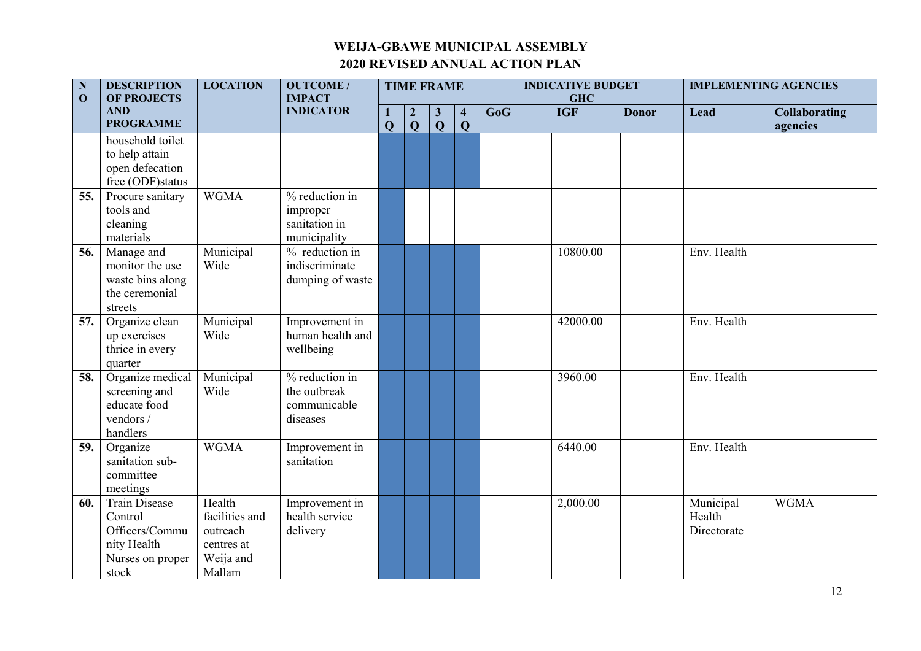# WEIJA-GBAWE MUNICIPAL ASSEMBLY

## 2020 REVISED ANNUAL ACTION PLAN

| NO | DESCRIPTION OF PROJECTS AND PROGRAMME | LOCATION | OUTCOME / IMPACT INDICATOR | TIME FRAME | | | | INDICATIVE BUDGET GHC | | | IMPLEMENTING AGENCIES | |
|---|---|---|---|---|---|---|---|---|---|---|---|---|
| | | | | 1 Q | 2 Q | 3 Q | 4 Q | GoG | IGF | Donor | Lead | Collaborating agencies |
| | household toilet to help attain open defecation free (ODF)status | | | | | | | | | | | |
| 55. | Procure sanitary tools and cleaning materials | WGMA | % reduction in improper sanitation in municipality | | | | | | | | | |
| 56. | Manage and monitor the use waste bins along the ceremonial streets | Municipal Wide | % reduction in indiscriminate dumping of waste | | | | | | 10800.00 | | Env. Health | |
| 57. | Organize clean up exercises thrice in every quarter | Municipal Wide | Improvement in human health and wellbeing | | | | | | 42000.00 | | Env. Health | |
| 58. | Organize medical screening and educate food vendors / handlers | Municipal Wide | % reduction in the outbreak communicable diseases | | | | | | 3960.00 | | Env. Health | |
| 59. | Organize sanitation sub-committee meetings | WGMA | Improvement in sanitation | | | | | | 6440.00 | | Env. Health | |
| 60. | Train Disease Control Officers/Community Health Nurses on proper stock | Health facilities and outreach centres at Weija and Mallam | Improvement in health service delivery | | | | | | 2,000.00 | | Municipal Health Directorate | WGMA |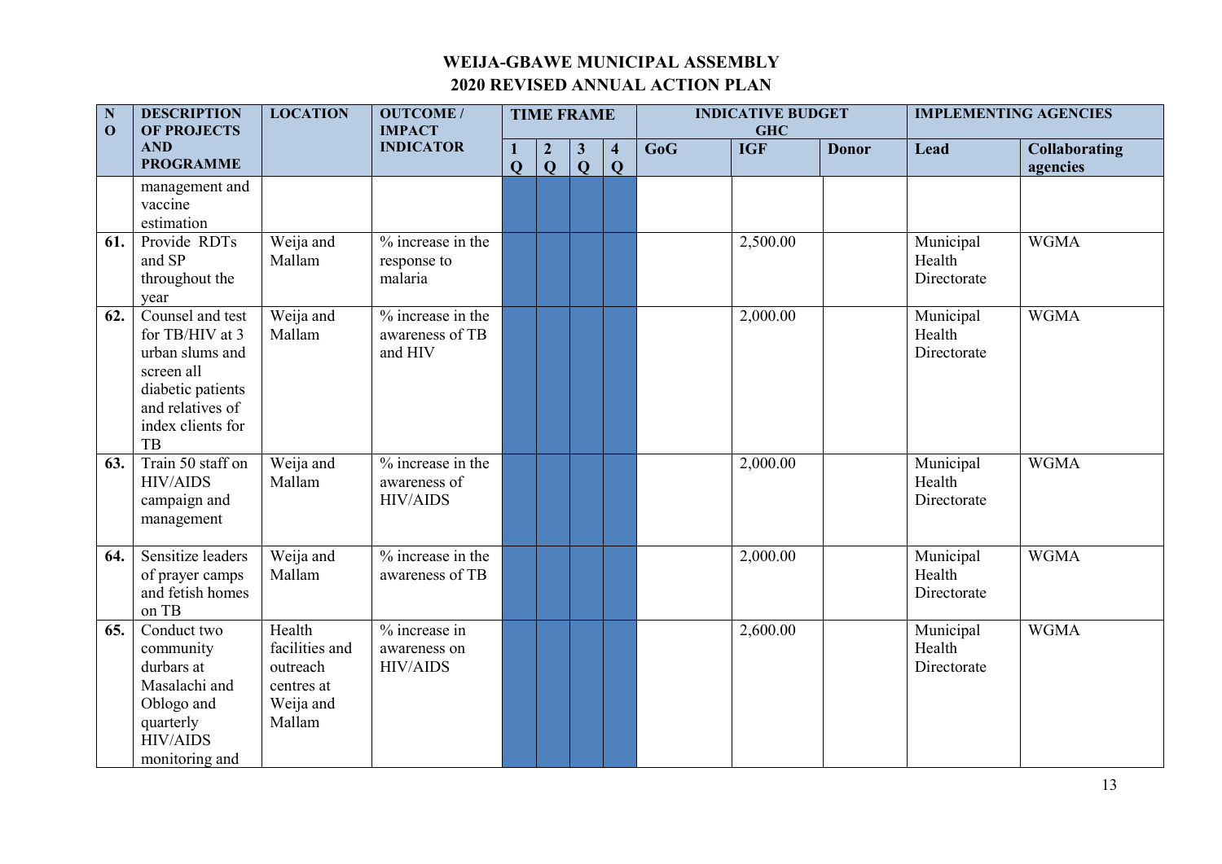# WEIJA-GBAWE MUNICIPAL ASSEMBLY

## 2020 REVISED ANNUAL ACTION PLAN

| NO | DESCRIPTION OF PROJECTS AND PROGRAMME | LOCATION | OUTCOME / IMPACT INDICATOR | TIME FRAME | | | | INDICATIVE BUDGET GHC | | | IMPLEMENTING AGENCIES | |
|---|---|---|---|---|---|---|---|---|---|---|---|---|
| | | | | 1 Q | 2 Q | 3 Q | 4 Q | GoG | IGF | Donor | Lead | Collaborating agencies |
| | management and vaccine estimation | | | | | | | | | | | |
| 61. | Provide RDTs and SP throughout the year | Weija and Mallam | % increase in the response to malaria | | | | | | 2,500.00 | | Municipal Health Directorate | WGMA |
| 62. | Counsel and test for TB/HIV at 3 urban slums and screen all diabetic patients and relatives of index clients for TB | Weija and Mallam | % increase in the awareness of TB and HIV | | | | | | 2,000.00 | | Municipal Health Directorate | WGMA |
| 63. | Train 50 staff on HIV/AIDS campaign and management | Weija and Mallam | % increase in the awareness of HIV/AIDS | | | | | | 2,000.00 | | Municipal Health Directorate | WGMA |
| 64. | Sensitize leaders of prayer camps and fetish homes on TB | Weija and Mallam | % increase in the awareness of TB | | | | | | 2,000.00 | | Municipal Health Directorate | WGMA |
| 65. | Conduct two community durbars at Masalachi and Oblogo and quarterly HIV/AIDS monitoring and | Health facilities and outreach centres at Weija and Mallam | % increase in awareness on HIV/AIDS | | | | | | 2,600.00 | | Municipal Health Directorate | WGMA |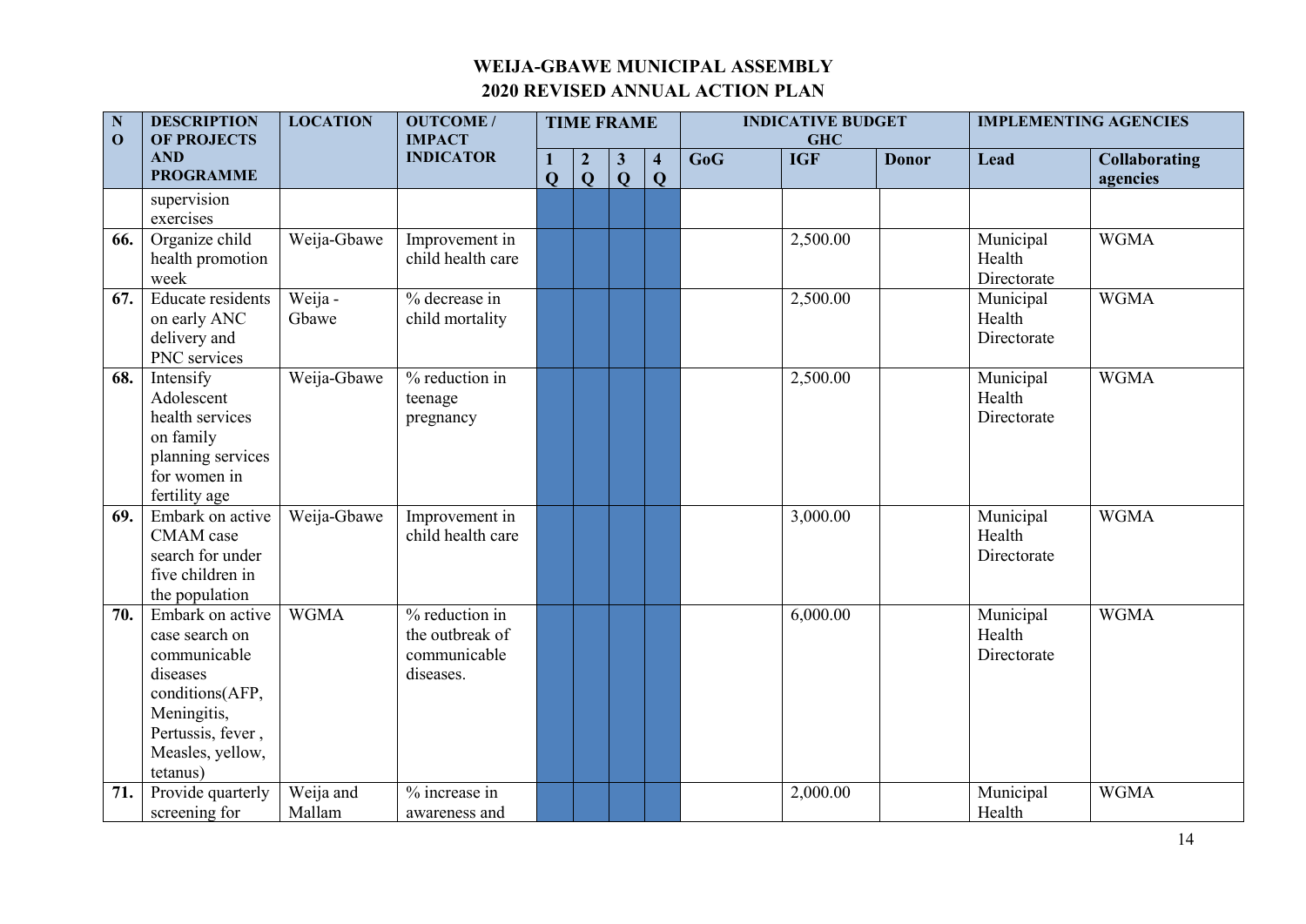# WEIJA-GBAWE MUNICIPAL ASSEMBLY
## 2020 REVISED ANNUAL ACTION PLAN

| NO | DESCRIPTION OF PROJECTS AND PROGRAMME | LOCATION | OUTCOME / IMPACT INDICATOR | TIME FRAME | | | | INDICATIVE BUDGET GHC | | | IMPLEMENTING AGENCIES | |
|---|---|---|---|---|---|---|---|---|---|---|---|---|
| | | | | 1 Q | 2 Q | 3 Q | 4 Q | GoG | IGF | Donor | Lead | Collaborating agencies |
| | supervision exercises | | | | | | | | | | | |
| 66. | Organize child health promotion week | Weija-Gbawe | Improvement in child health care | | | | | | 2,500.00 | | Municipal Health Directorate | WGMA |
| 67. | Educate residents on early ANC delivery and PNC services | Weija - Gbawe | % decrease in child mortality | | | | | | 2,500.00 | | Municipal Health Directorate | WGMA |
| 68. | Intensify Adolescent health services on family planning services for women in fertility age | Weija-Gbawe | % reduction in teenage pregnancy | | | | | | 2,500.00 | | Municipal Health Directorate | WGMA |
| 69. | Embark on active CMAM case search for under five children in the population | Weija-Gbawe | Improvement in child health care | | | | | | 3,000.00 | | Municipal Health Directorate | WGMA |
| 70. | Embark on active case search on communicable diseases conditions(AFP, Meningitis, Pertussis, fever , Measles, yellow, tetanus) | WGMA | % reduction in the outbreak of communicable diseases. | | | | | | 6,000.00 | | Municipal Health Directorate | WGMA |
| 71. | Provide quarterly screening for | Weija and Mallam | % increase in awareness and | | | | | | 2,000.00 | | Municipal Health | WGMA |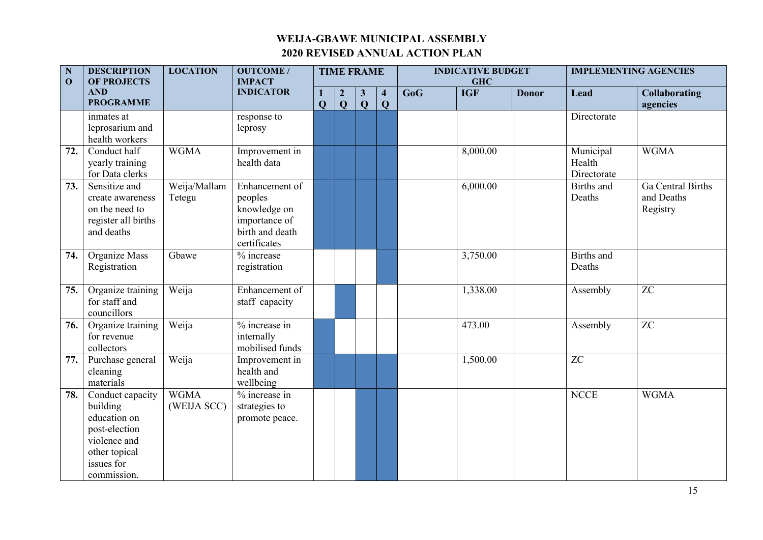# WEIJA-GBAWE MUNICIPAL ASSEMBLY
## 2020 REVISED ANNUAL ACTION PLAN

| NO | DESCRIPTION OF PROJECTS AND PROGRAMME | LOCATION | OUTCOME / IMPACT INDICATOR | TIME FRAME | | | | INDICATIVE BUDGET GHC | | | IMPLEMENTING AGENCIES | |
|---|---|---|---|---|---|---|---|---|---|---|---|---|
| | | | | 1 Q | 2 Q | 3 Q | 4 Q | GoG | IGF | Donor | Lead | Collaborating agencies |
| | inmates at leprosarium and health workers | | response to leprosy | ■ | ■ | ■ | ■ | | | | Directorate | |
| 72. | Conduct half yearly training for Data clerks | WGMA | Improvement in health data | ■ | ■ | ■ | ■ | | 8,000.00 | | Municipal Health Directorate | WGMA |
| 73. | Sensitize and create awareness on the need to register all births and deaths | Weija/Mallam Tetegu | Enhancement of peoples knowledge on importance of birth and death certificates | ■ | ■ | ■ | ■ | | 6,000.00 | | Births and Deaths | Ga Central Births and Deaths Registry |
| 74. | Organize Mass Registration | Gbawe | % increase registration | | | | ■ | | 3,750.00 | | Births and Deaths | |
| 75. | Organize training for staff and councillors | Weija | Enhancement of staff capacity | | ■ | | | | 1,338.00 | | Assembly | ZC |
| 76. | Organize training for revenue collectors | Weija | % increase in internally mobilised funds | ■ | | | | | 473.00 | | Assembly | ZC |
| 77. | Purchase general cleaning materials | Weija | Improvement in health and wellbeing | ■ | ■ | ■ | ■ | | 1,500.00 | | ZC | |
| 78. | Conduct capacity building education on post-election violence and other topical issues for commission. | WGMA (WEIJA SCC) | % increase in strategies to promote peace. | | | ■ | ■ | | | | NCCE | WGMA |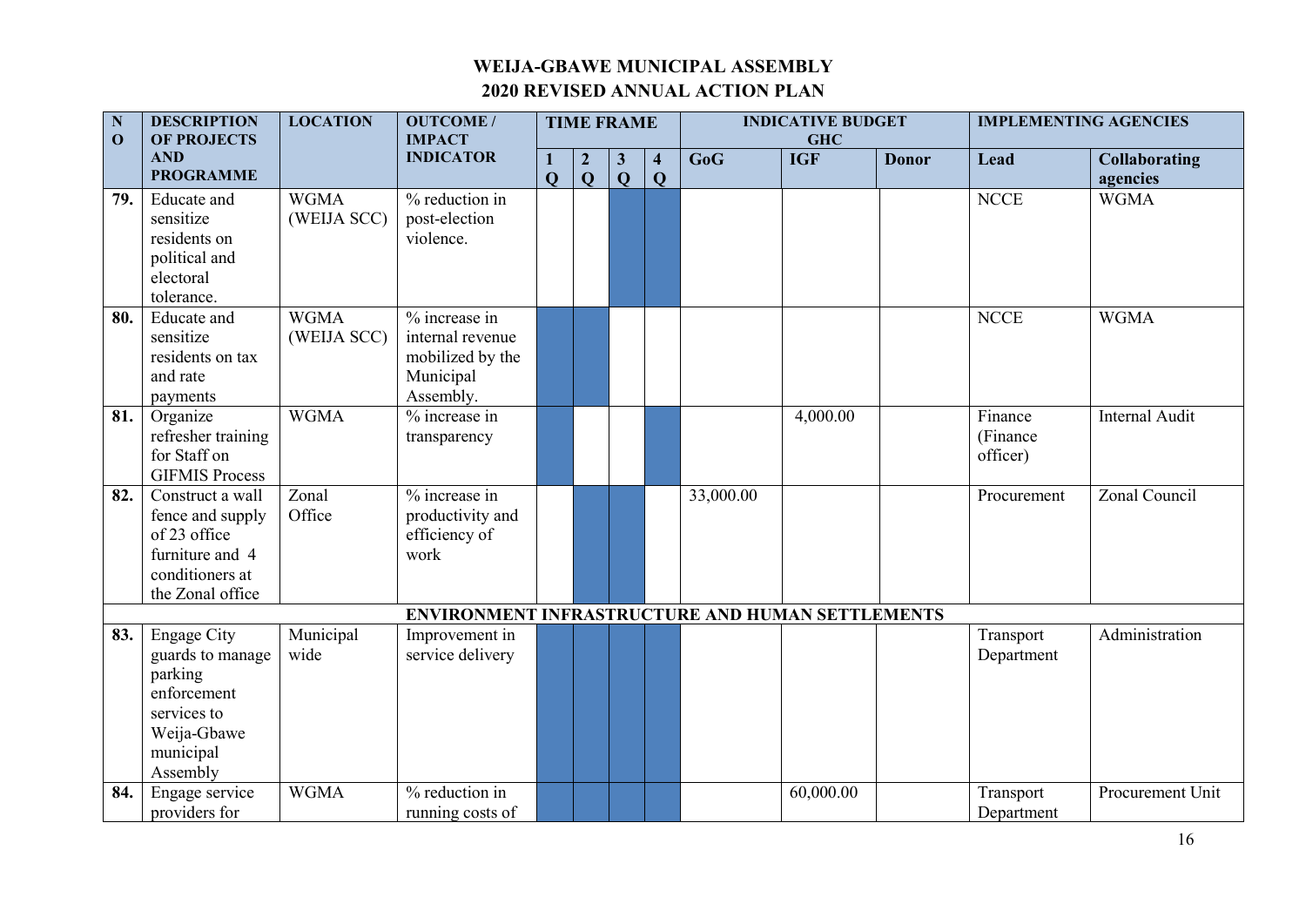# WEIJA-GBAWE MUNICIPAL ASSEMBLY
## 2020 REVISED ANNUAL ACTION PLAN

| NO | DESCRIPTION OF PROJECTS AND PROGRAMME | LOCATION | OUTCOME / IMPACT INDICATOR | TIME FRAME | | | | INDICATIVE BUDGET GHC | | | IMPLEMENTING AGENCIES | |
|---|---|---|---|---|---|---|---|---|---|---|---|---|
| | | | | 1 Q | 2 Q | 3 Q | 4 Q | GoG | IGF | Donor | Lead | Collaborating agencies |
| 79. | Educate and sensitize residents on political and electoral tolerance. | WGMA (WEIJA SCC) | % reduction in post-election violence. | | | ■ | ■ | | | | NCCE | WGMA |
| 80. | Educate and sensitize residents on tax and rate payments | WGMA (WEIJA SCC) | % increase in internal revenue mobilized by the Municipal Assembly. | ■ | ■ | | | | | | NCCE | WGMA |
| 81. | Organize refresher training for Staff on GIFMIS Process | WGMA | % increase in transparency | ■ | | | ■ | | 4,000.00 | | Finance (Finance officer) | Internal Audit |
| 82. | Construct a wall fence and supply of 23 office furniture and 4 conditioners at the Zonal office | Zonal Office | % increase in productivity and efficiency of work | | ■ | ■ | | 33,000.00 | | | Procurement | Zonal Council |
| | **ENVIRONMENT INFRASTRUCTURE AND HUMAN SETTLEMENTS** | | | | | | | | | | | |
| 83. | Engage City guards to manage parking enforcement services to Weija-Gbawe municipal Assembly | Municipal wide | Improvement in service delivery | ■ | ■ | ■ | ■ | | | | Transport Department | Administration |
| 84. | Engage service providers for | WGMA | % reduction in running costs of | ■ | ■ | ■ | ■ | | 60,000.00 | | Transport Department | Procurement Unit |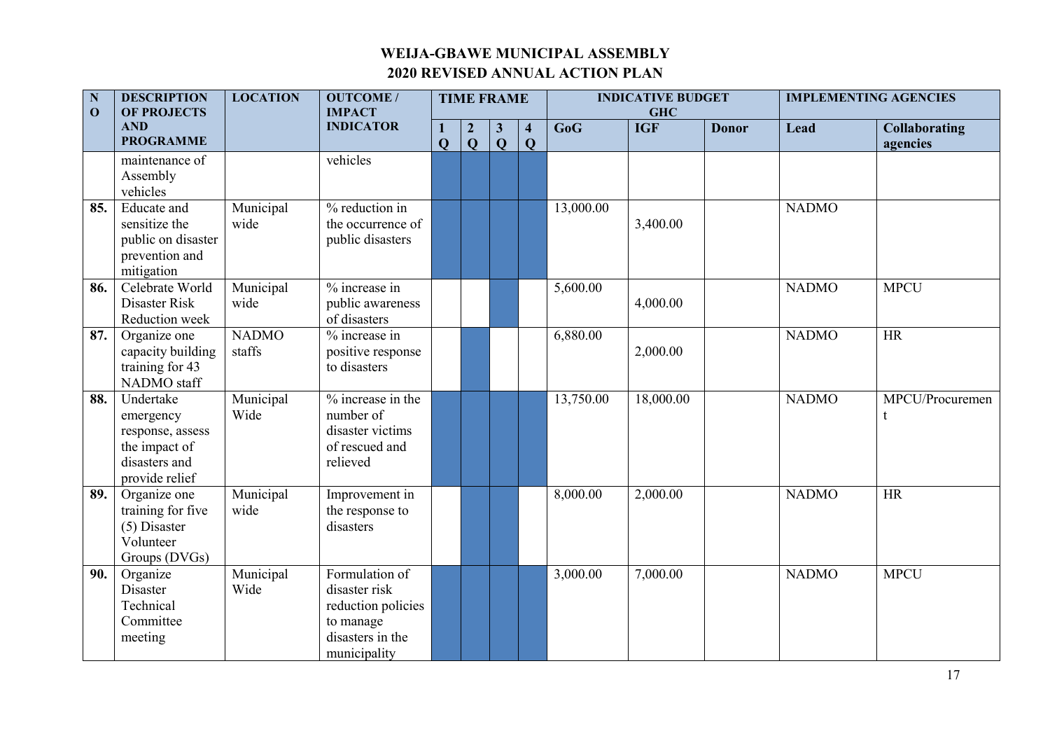# WEIJA-GBAWE MUNICIPAL ASSEMBLY
## 2020 REVISED ANNUAL ACTION PLAN

| NO | DESCRIPTION OF PROJECTS AND PROGRAMME | LOCATION | OUTCOME / IMPACT INDICATOR | TIME FRAME | | | | INDICATIVE BUDGET GHC | | | IMPLEMENTING AGENCIES | |
|---|---|---|---|---|---|---|---|---|---|---|---|---|
| | | | | 1 Q | 2 Q | 3 Q | 4 Q | GoG | IGF | Donor | Lead | Collaborating agencies |
| | maintenance of Assembly vehicles | | vehicles | | | | | | | | | |
| 85. | Educate and sensitize the public on disaster prevention and mitigation | Municipal wide | % reduction in the occurrence of public disasters | | | | | 13,000.00 | 3,400.00 | | NADMO | |
| 86. | Celebrate World Disaster Risk Reduction week | Municipal wide | % increase in public awareness of disasters | | | | | 5,600.00 | 4,000.00 | | NADMO | MPCU |
| 87. | Organize one capacity building training for 43 NADMO staff | NADMO staffs | % increase in positive response to disasters | | | | | 6,880.00 | 2,000.00 | | NADMO | HR |
| 88. | Undertake emergency response, assess the impact of disasters and provide relief | Municipal Wide | % increase in the number of disaster victims of rescued and relieved | | | | | 13,750.00 | 18,000.00 | | NADMO | MPCU/Procurement |
| 89. | Organize one training for five (5) Disaster Volunteer Groups (DVGs) | Municipal wide | Improvement in the response to disasters | | | | | 8,000.00 | 2,000.00 | | NADMO | HR |
| 90. | Organize Disaster Technical Committee meeting | Municipal Wide | Formulation of disaster risk reduction policies to manage disasters in the municipality | | | | | 3,000.00 | 7,000.00 | | NADMO | MPCU |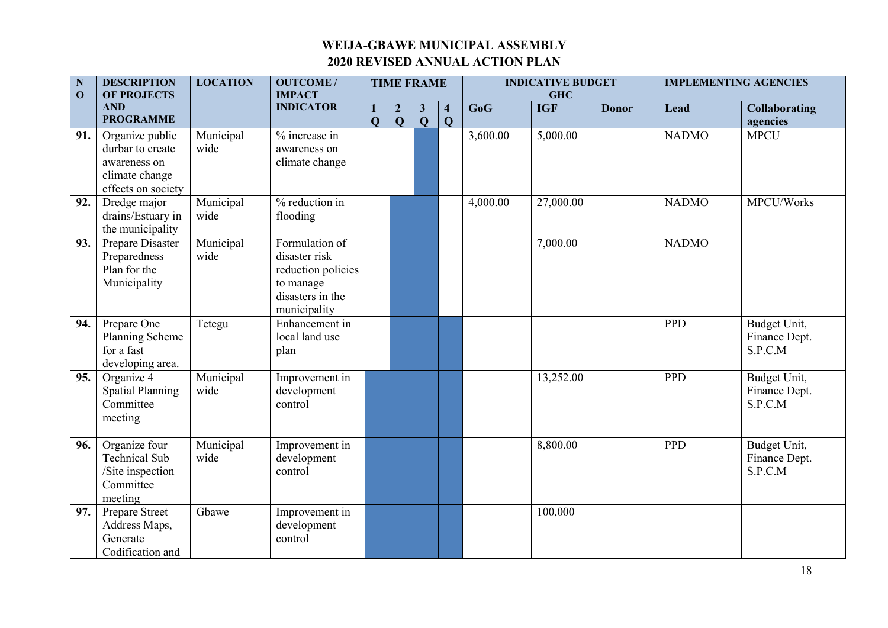# WEIJA-GBAWE MUNICIPAL ASSEMBLY

## 2020 REVISED ANNUAL ACTION PLAN

| NO | DESCRIPTION OF PROJECTS AND PROGRAMME | LOCATION | OUTCOME / IMPACT INDICATOR | TIME FRAME | | | | INDICATIVE BUDGET GHC | | | IMPLEMENTING AGENCIES | |
|---|---|---|---|---|---|---|---|---|---|---|---|---|
| | | | | 1 Q | 2 Q | 3 Q | 4 Q | GoG | IGF | Donor | Lead | Collaborating agencies |
| 91. | Organize public durbar to create awareness on climate change effects on society | Municipal wide | % increase in awareness on climate change | | | ■ | | 3,600.00 | 5,000.00 | | NADMO | MPCU |
| 92. | Dredge major drains/Estuary in the municipality | Municipal wide | % reduction in flooding | | ■ | ■ | | 4,000.00 | 27,000.00 | | NADMO | MPCU/Works |
| 93. | Prepare Disaster Preparedness Plan for the Municipality | Municipal wide | Formulation of disaster risk reduction policies to manage disasters in the municipality | | ■ | ■ | | | 7,000.00 | | NADMO | |
| 94. | Prepare One Planning Scheme for a fast developing area. | Tetegu | Enhancement in local land use plan | | ■ | ■ | ■ | | | | PPD | Budget Unit, Finance Dept. S.P.C.M |
| 95. | Organize 4 Spatial Planning Committee meeting | Municipal wide | Improvement in development control | ■ | ■ | ■ | ■ | | 13,252.00 | | PPD | Budget Unit, Finance Dept. S.P.C.M |
| 96. | Organize four Technical Sub /Site inspection Committee meeting | Municipal wide | Improvement in development control | ■ | ■ | ■ | ■ | | 8,800.00 | | PPD | Budget Unit, Finance Dept. S.P.C.M |
| 97. | Prepare Street Address Maps, Generate Codification and | Gbawe | Improvement in development control | ■ | ■ | ■ | ■ | | 100,000 | | | |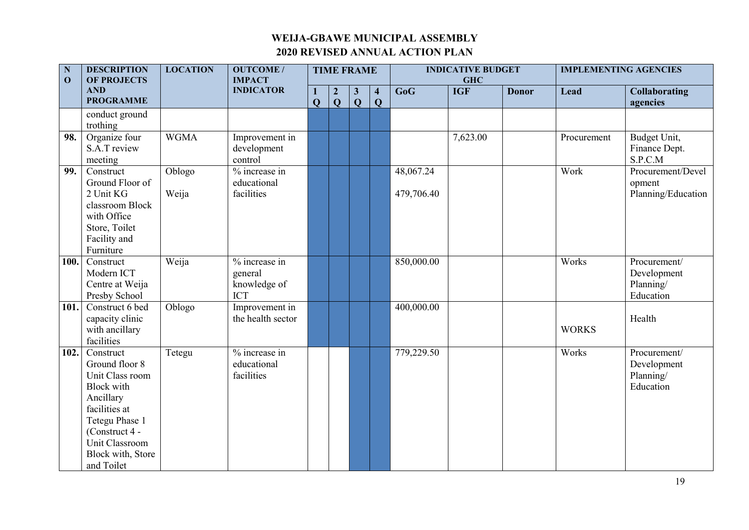# WEIJA-GBAWE MUNICIPAL ASSEMBLY

## 2020 REVISED ANNUAL ACTION PLAN

| NO | DESCRIPTION OF PROJECTS AND PROGRAMME | LOCATION | OUTCOME / IMPACT INDICATOR | TIME FRAME | | | | INDICATIVE BUDGET GHC | | | IMPLEMENTING AGENCIES | |
|---|---|---|---|---|---|---|---|---|---|---|---|---|
| | | | | 1 Q | 2 Q | 3 Q | 4 Q | GoG | IGF | Donor | Lead | Collaborating agencies |
| | conduct ground trothing | | | | | | | | | | | |
| 98. | Organize four S.A.T review meeting | WGMA | Improvement in development control | | | | | | 7,623.00 | | Procurement | Budget Unit, Finance Dept. S.P.C.M |
| 99. | Construct Ground Floor of 2 Unit KG classroom Block with Office Store, Toilet Facility and Furniture | Oblogo<br>Weija | % increase in educational facilities | | | | | 48,067.24<br>479,706.40 | | | Work | Procurement/Development Planning/Education |
| 100. | Construct Modern ICT Centre at Weija Presby School | Weija | % increase in general knowledge of ICT | | | | | 850,000.00 | | | Works | Procurement/ Development Planning/ Education |
| 101. | Construct 6 bed capacity clinic with ancillary facilities | Oblogo | Improvement in the health sector | | | | | 400,000.00 | | | WORKS | Health |
| 102. | Construct Ground floor 8 Unit Class room Block with Ancillary facilities at Tetegu Phase 1 (Construct 4 - Unit Classroom Block with, Store and Toilet | Tetegu | % increase in educational facilities | | | | | 779,229.50 | | | Works | Procurement/ Development Planning/ Education |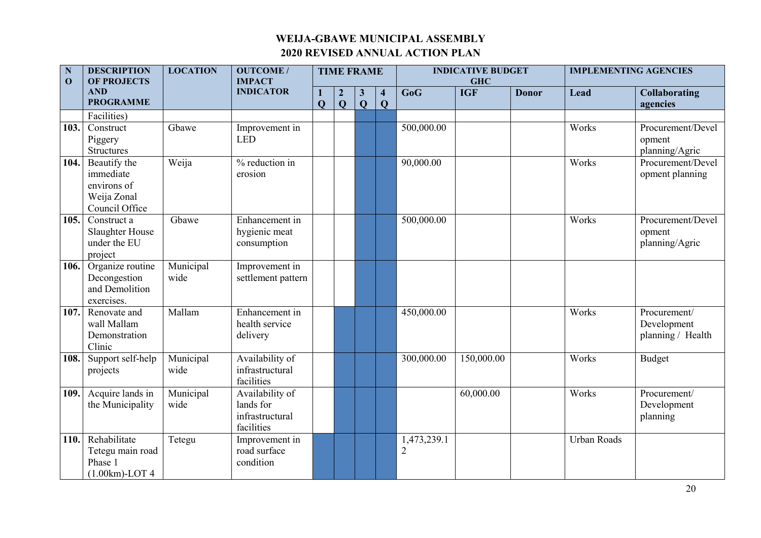# WEIJA-GBAWE MUNICIPAL ASSEMBLY
## 2020 REVISED ANNUAL ACTION PLAN

| NO | DESCRIPTION OF PROJECTS AND PROGRAMME | LOCATION | OUTCOME / IMPACT INDICATOR | TIME FRAME | | | | INDICATIVE BUDGET GHC | | | IMPLEMENTING AGENCIES | |
|---|---|---|---|---|---|---|---|---|---|---|---|---|
| | | | | 1 Q | 2 Q | 3 Q | 4 Q | GoG | IGF | Donor | Lead | Collaborating agencies |
| | Facilities) | | | | | | | | | | | |
| 103. | Construct Piggery Structures | Gbawe | Improvement in LED | | | | | 500,000.00 | | | Works | Procurement/Development planning/Agric |
| 104. | Beautify the immediate environs of Weija Zonal Council Office | Weija | % reduction in erosion | | | | | 90,000.00 | | | Works | Procurement/Development planning |
| 105. | Construct a Slaughter House under the EU project | Gbawe | Enhancement in hygienic meat consumption | | | | | 500,000.00 | | | Works | Procurement/Development planning/Agric |
| 106. | Organize routine Decongestion and Demolition exercises. | Municipal wide | Improvement in settlement pattern | | | | | | | | | |
| 107. | Renovate and wall Mallam Demonstration Clinic | Mallam | Enhancement in health service delivery | | | | | 450,000.00 | | | Works | Procurement/ Development planning / Health |
| 108. | Support self-help projects | Municipal wide | Availability of infrastructural facilities | | | | | 300,000.00 | 150,000.00 | | Works | Budget |
| 109. | Acquire lands in the Municipality | Municipal wide | Availability of lands for infrastructural facilities | | | | | | 60,000.00 | | Works | Procurement/ Development planning |
| 110. | Rehabilitate Tetegu main road Phase 1 (1.00km)-LOT 4 | Tetegu | Improvement in road surface condition | | | | | 1,473,239.12 | | | Urban Roads | |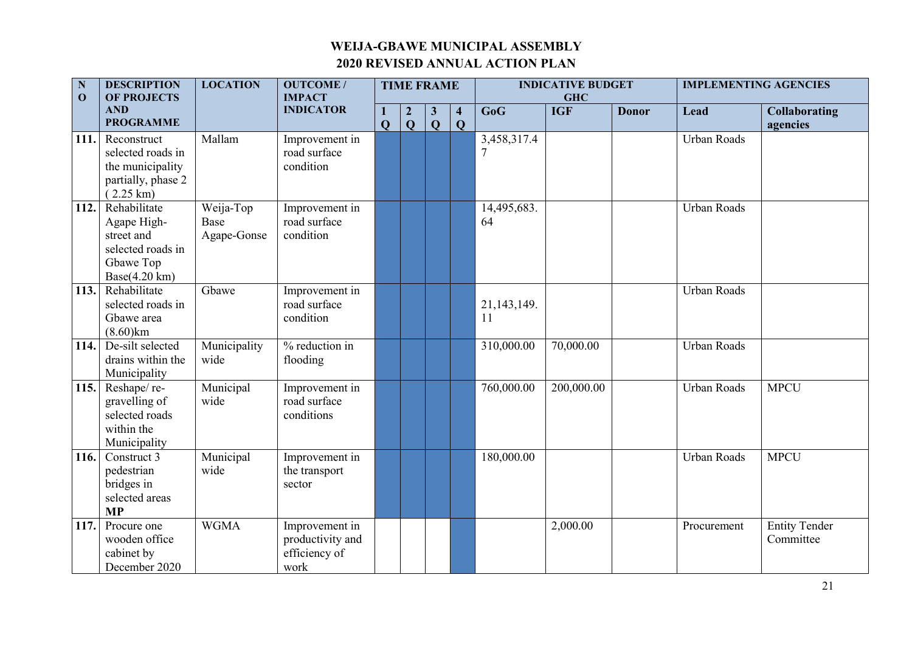# WEIJA-GBAWE MUNICIPAL ASSEMBLY
## 2020 REVISED ANNUAL ACTION PLAN

| NO | DESCRIPTION OF PROJECTS AND PROGRAMME | LOCATION | OUTCOME / IMPACT INDICATOR | TIME FRAME | | | | INDICATIVE BUDGET GHC | | | IMPLEMENTING AGENCIES | |
|---|---|---|---|---|---|---|---|---|---|---|---|---|
| | | | | 1 Q | 2 Q | 3 Q | 4 Q | GoG | IGF | Donor | Lead | Collaborating agencies |
| 111. | Reconstruct selected roads in the municipality partially, phase 2 ( 2.25 km) | Mallam | Improvement in road surface condition | | | | | 3,458,317.47 | | | Urban Roads | |
| 112. | Rehabilitate Agape High-street and selected roads in Gbawe Top Base(4.20 km) | Weija-Top Base Agape-Gonse | Improvement in road surface condition | | | | | 14,495,683.64 | | | Urban Roads | |
| 113. | Rehabilitate selected roads in Gbawe area (8.60)km | Gbawe | Improvement in road surface condition | | | | | 21,143,149.11 | | | Urban Roads | |
| 114. | De-silt selected drains within the Municipality | Municipality wide | % reduction in flooding | | | | | 310,000.00 | 70,000.00 | | Urban Roads | |
| 115. | Reshape/ re-gravelling of selected roads within the Municipality | Municipal wide | Improvement in road surface conditions | | | | | 760,000.00 | 200,000.00 | | Urban Roads | MPCU |
| 116. | Construct 3 pedestrian bridges in selected areas **MP** | Municipal wide | Improvement in the transport sector | | | | | 180,000.00 | | | Urban Roads | MPCU |
| 117. | Procure one wooden office cabinet by December 2020 | WGMA | Improvement in productivity and efficiency of work | | | | | | 2,000.00 | | Procurement | Entity Tender Committee |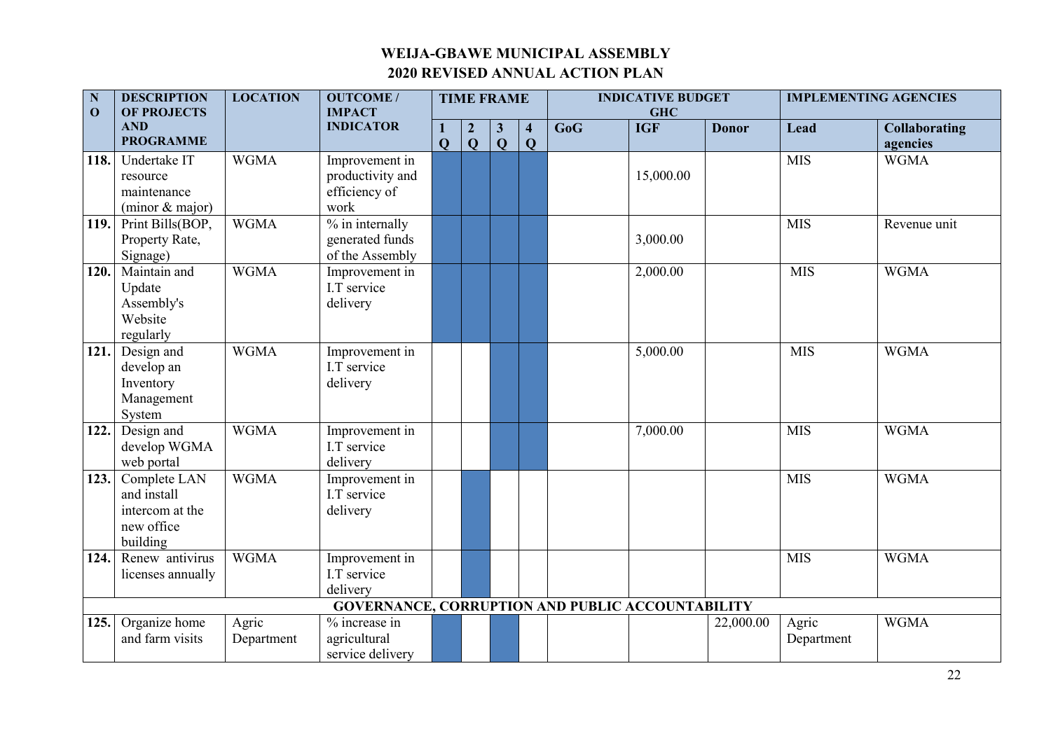# WEIJA-GBAWE MUNICIPAL ASSEMBLY
## 2020 REVISED ANNUAL ACTION PLAN

| NO | DESCRIPTION OF PROJECTS AND PROGRAMME | LOCATION | OUTCOME / IMPACT INDICATOR | TIME FRAME | | | | INDICATIVE BUDGET GHC | | | IMPLEMENTING AGENCIES | |
|---|---|---|---|---|---|---|---|---|---|---|---|---|
| | | | | 1 Q | 2 Q | 3 Q | 4 Q | GoG | IGF | Donor | Lead | Collaborating agencies |
| 118. | Undertake IT resource maintenance (minor & major) | WGMA | Improvement in productivity and efficiency of work | ■ | ■ | ■ | ■ | | 15,000.00 | | MIS | WGMA |
| 119. | Print Bills(BOP, Property Rate, Signage) | WGMA | % in internally generated funds of the Assembly | ■ | ■ | ■ | ■ | | 3,000.00 | | MIS | Revenue unit |
| 120. | Maintain and Update Assembly's Website regularly | WGMA | Improvement in I.T service delivery | ■ | ■ | ■ | ■ | | 2,000.00 | | MIS | WGMA |
| 121. | Design and develop an Inventory Management System | WGMA | Improvement in I.T service delivery | | | ■ | ■ | | 5,000.00 | | MIS | WGMA |
| 122. | Design and develop WGMA web portal | WGMA | Improvement in I.T service delivery | | | ■ | ■ | | 7,000.00 | | MIS | WGMA |
| 123. | Complete LAN and install intercom at the new office building | WGMA | Improvement in I.T service delivery | | ■ | | | | | | MIS | WGMA |
| 124. | Renew antivirus licenses annually | WGMA | Improvement in I.T service delivery | | ■ | | | | | | MIS | WGMA |
| **GOVERNANCE, CORRUPTION AND PUBLIC ACCOUNTABILITY** | | | | | | | | | | | | |
| 125. | Organize home and farm visits | Agric Department | % increase in agricultural service delivery | ■ | | ■ | | | | 22,000.00 | Agric Department | WGMA |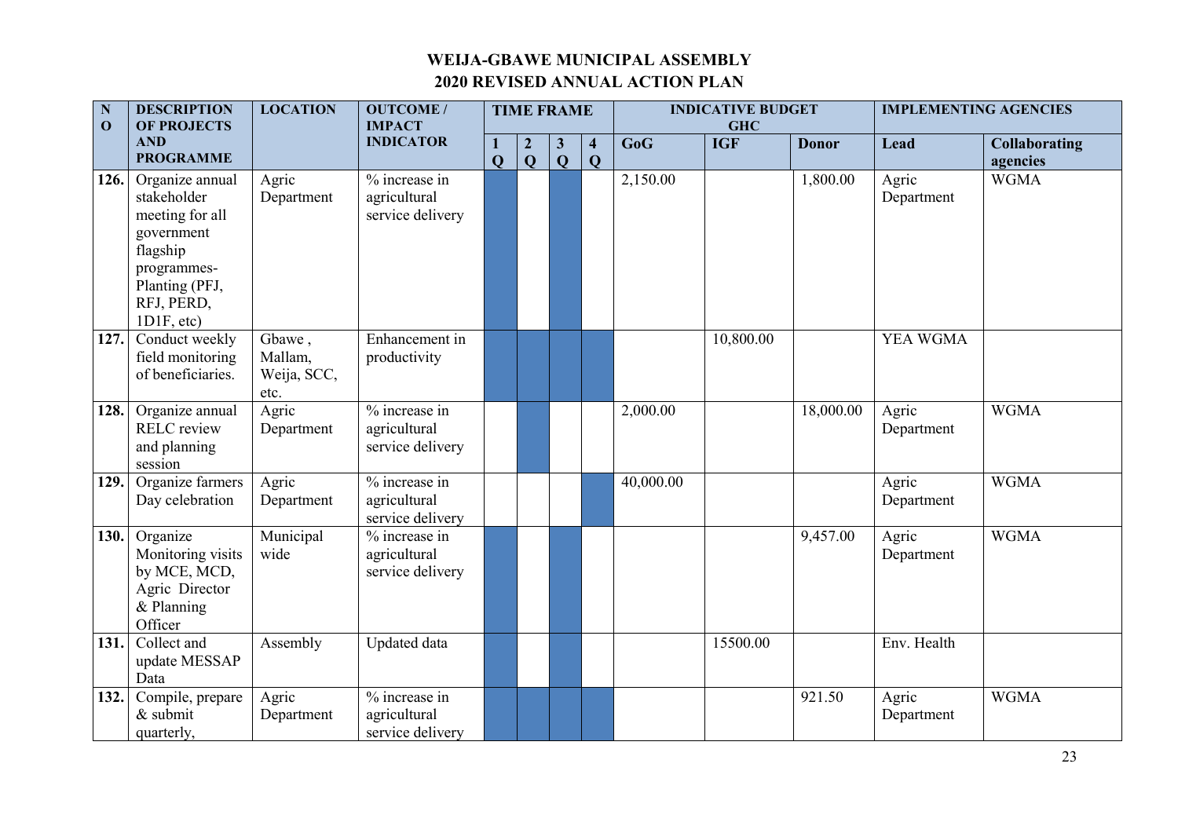# WEIJA-GBAWE MUNICIPAL ASSEMBLY

## 2020 REVISED ANNUAL ACTION PLAN

| NO | DESCRIPTION OF PROJECTS AND PROGRAMME | LOCATION | OUTCOME / IMPACT INDICATOR | TIME FRAME | | | | INDICATIVE BUDGET GHC | | | IMPLEMENTING AGENCIES | |
|---|---|---|---|---|---|---|---|---|---|---|---|---|
| | | | | 1 Q | 2 Q | 3 Q | 4 Q | GoG | IGF | Donor | Lead | Collaborating agencies |
| 126. | Organize annual stakeholder meeting for all government flagship programmes- Planting (PFJ, RFJ, PERD, 1D1F, etc) | Agric Department | % increase in agricultural service delivery | ■ | | ■ | | 2,150.00 | | 1,800.00 | Agric Department | WGMA |
| 127. | Conduct weekly field monitoring of beneficiaries. | Gbawe , Mallam, Weija, SCC, etc. | Enhancement in productivity | ■ | ■ | ■ | ■ | | 10,800.00 | | YEA WGMA | |
| 128. | Organize annual RELC review and planning session | Agric Department | % increase in agricultural service delivery | | ■ | | | 2,000.00 | | 18,000.00 | Agric Department | WGMA |
| 129. | Organize farmers Day celebration | Agric Department | % increase in agricultural service delivery | | | | ■ | 40,000.00 | | | Agric Department | WGMA |
| 130. | Organize Monitoring visits by MCE, MCD, Agric Director & Planning Officer | Municipal wide | % increase in agricultural service delivery | ■ | | ■ | | | | 9,457.00 | Agric Department | WGMA |
| 131. | Collect and update MESSAP Data | Assembly | Updated data | ■ | | ■ | | | 15500.00 | | Env. Health | |
| 132. | Compile, prepare & submit quarterly, | Agric Department | % increase in agricultural service delivery | ■ | ■ | ■ | ■ | | | 921.50 | Agric Department | WGMA |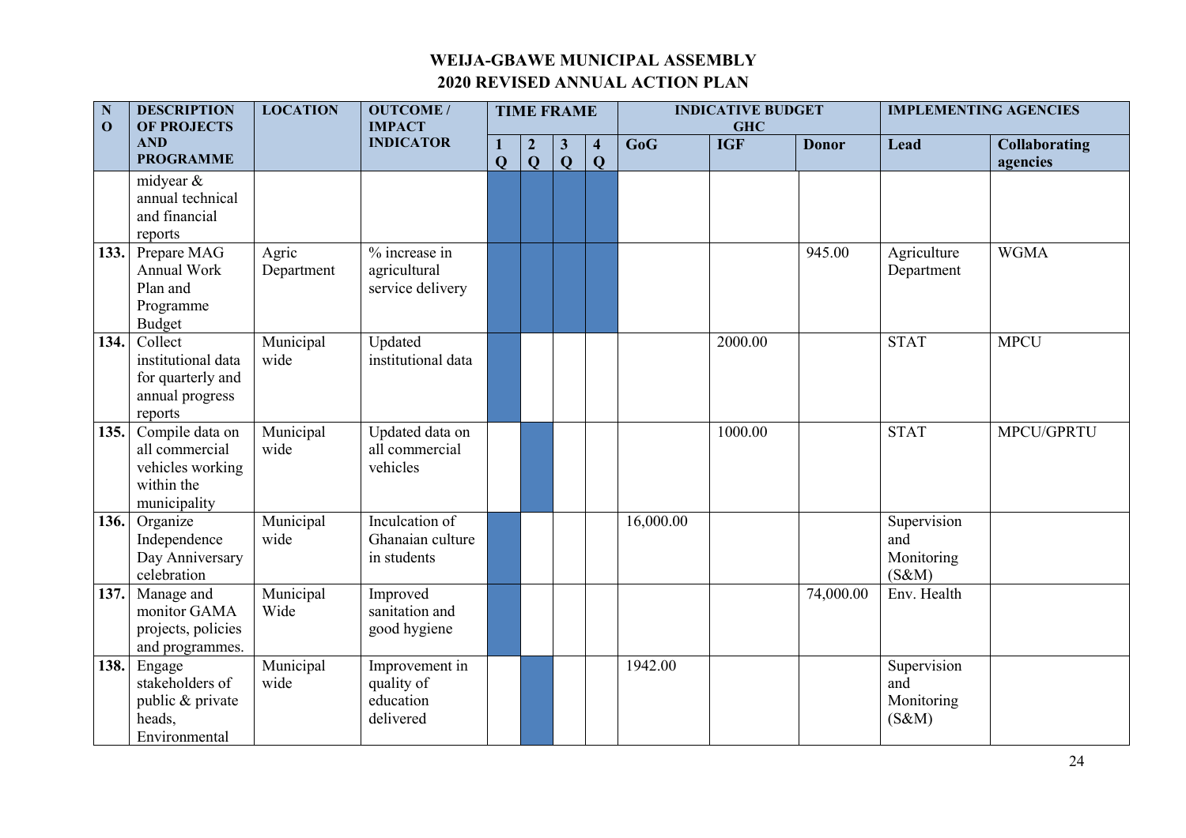# WEIJA-GBAWE MUNICIPAL ASSEMBLY
## 2020 REVISED ANNUAL ACTION PLAN

| NO | DESCRIPTION OF PROJECTS AND PROGRAMME | LOCATION | OUTCOME / IMPACT INDICATOR | TIME FRAME | | | | INDICATIVE BUDGET GHC | | | IMPLEMENTING AGENCIES | |
|---|---|---|---|---|---|---|---|---|---|---|---|---|
| | | | | 1 Q | 2 Q | 3 Q | 4 Q | GoG | IGF | Donor | Lead | Collaborating agencies |
| | midyear & annual technical and financial reports | | | | | | | | | | | |
| 133. | Prepare MAG Annual Work Plan and Programme Budget | Agric Department | % increase in agricultural service delivery | | | | | | | 945.00 | Agriculture Department | WGMA |
| 134. | Collect institutional data for quarterly and annual progress reports | Municipal wide | Updated institutional data | | | | | | 2000.00 | | STAT | MPCU |
| 135. | Compile data on all commercial vehicles working within the municipality | Municipal wide | Updated data on all commercial vehicles | | | | | | 1000.00 | | STAT | MPCU/GPRTU |
| 136. | Organize Independence Day Anniversary celebration | Municipal wide | Inculcation of Ghanaian culture in students | | | | | 16,000.00 | | | Supervision and Monitoring (S&M) | |
| 137. | Manage and monitor GAMA projects, policies and programmes. | Municipal Wide | Improved sanitation and good hygiene | | | | | | | 74,000.00 | Env. Health | |
| 138. | Engage stakeholders of public & private heads, Environmental | Municipal wide | Improvement in quality of education delivered | | | | | 1942.00 | | | Supervision and Monitoring (S&M) | |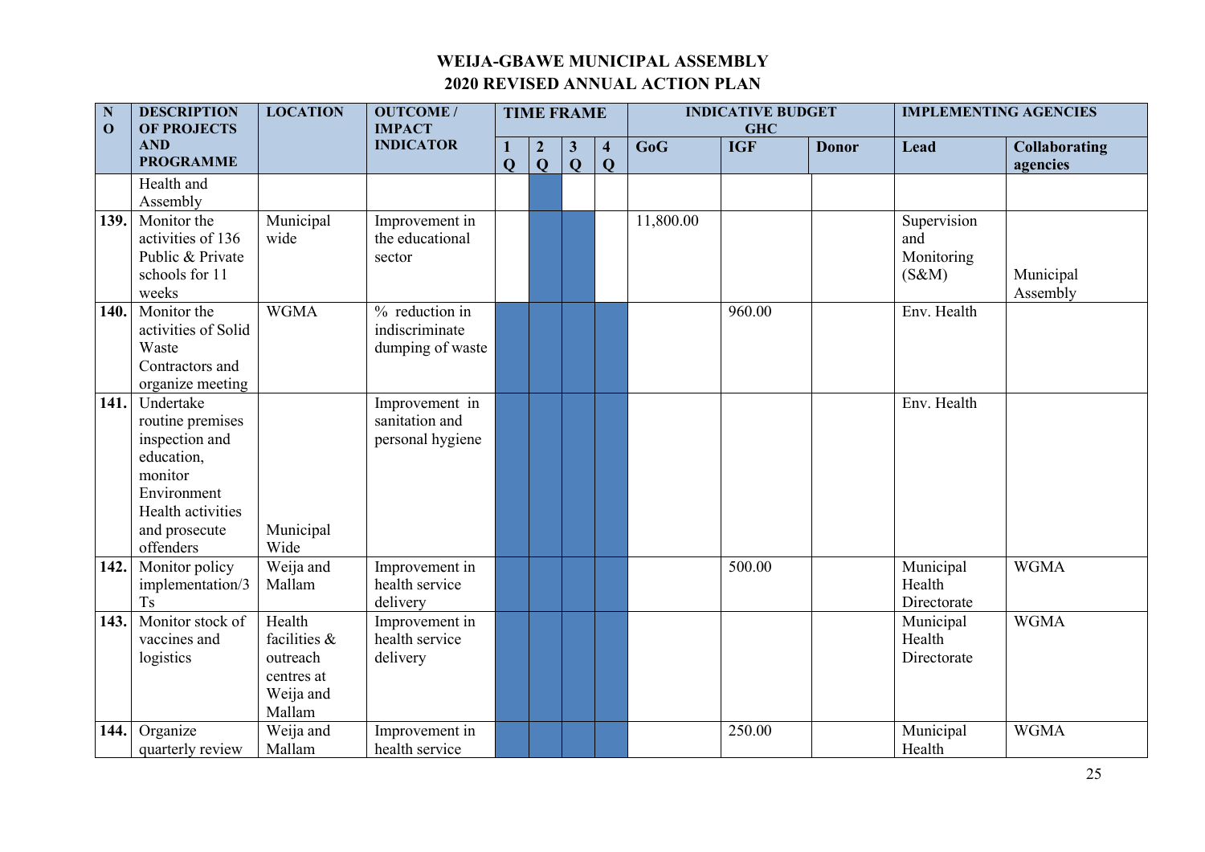# WEIJA-GBAWE MUNICIPAL ASSEMBLY

## 2020 REVISED ANNUAL ACTION PLAN

| NO | DESCRIPTION OF PROJECTS AND PROGRAMME | LOCATION | OUTCOME / IMPACT INDICATOR | TIME FRAME | | | | INDICATIVE BUDGET GHC | | | IMPLEMENTING AGENCIES | |
|---|---|---|---|---|---|---|---|---|---|---|---|---|
| | | | | 1 Q | 2 Q | 3 Q | 4 Q | GoG | IGF | Donor | Lead | Collaborating agencies |
| | Health and Assembly | | | | | | | | | | | |
| 139. | Monitor the activities of 136 Public & Private schools for 11 weeks | Municipal wide | Improvement in the educational sector | | | | | 11,800.00 | | | Supervision and Monitoring (S&M) | Municipal Assembly |
| 140. | Monitor the activities of Solid Waste Contractors and organize meeting | WGMA | % reduction in indiscriminate dumping of waste | | | | | | 960.00 | | Env. Health | |
| 141. | Undertake routine premises inspection and education, monitor Environment Health activities and prosecute offenders | Municipal Wide | Improvement in sanitation and personal hygiene | | | | | | | | Env. Health | |
| 142. | Monitor policy implementation/3 Ts | Weija and Mallam | Improvement in health service delivery | | | | | | 500.00 | | Municipal Health Directorate | WGMA |
| 143. | Monitor stock of vaccines and logistics | Health facilities & outreach centres at Weija and Mallam | Improvement in health service delivery | | | | | | | | Municipal Health Directorate | WGMA |
| 144. | Organize quarterly review | Weija and Mallam | Improvement in health service | | | | | | 250.00 | | Municipal Health | WGMA |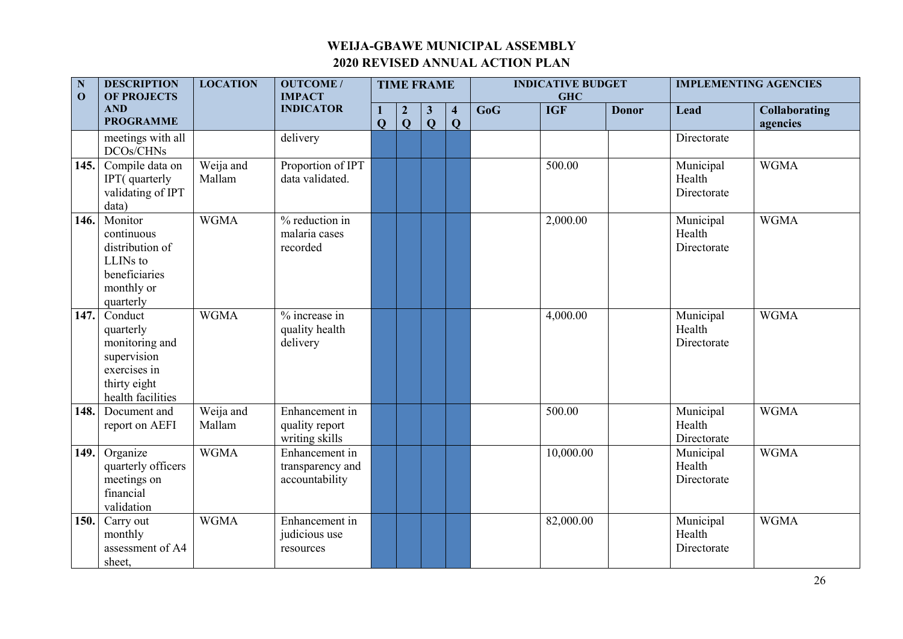# WEIJA-GBAWE MUNICIPAL ASSEMBLY
## 2020 REVISED ANNUAL ACTION PLAN

| NO | DESCRIPTION OF PROJECTS AND PROGRAMME | LOCATION | OUTCOME / IMPACT INDICATOR | TIME FRAME | | | | INDICATIVE BUDGET GHC | | | IMPLEMENTING AGENCIES | |
|---|---|---|---|---|---|---|---|---|---|---|---|---|
| | | | | 1 Q | 2 Q | 3 Q | 4 Q | GoG | IGF | Donor | Lead | Collaborating agencies |
| | meetings with all DCOs/CHNs | | delivery | | | | | | | | Directorate | |
| 145. | Compile data on IPT( quarterly validating of IPT data) | Weija and Mallam | Proportion of IPT data validated. | | | | | | 500.00 | | Municipal Health Directorate | WGMA |
| 146. | Monitor continuous distribution of LLINs to beneficiaries monthly or quarterly | WGMA | % reduction in malaria cases recorded | | | | | | 2,000.00 | | Municipal Health Directorate | WGMA |
| 147. | Conduct quarterly monitoring and supervision exercises in thirty eight health facilities | WGMA | % increase in quality health delivery | | | | | | 4,000.00 | | Municipal Health Directorate | WGMA |
| 148. | Document and report on AEFI | Weija and Mallam | Enhancement in quality report writing skills | | | | | | 500.00 | | Municipal Health Directorate | WGMA |
| 149. | Organize quarterly officers meetings on financial validation | WGMA | Enhancement in transparency and accountability | | | | | | 10,000.00 | | Municipal Health Directorate | WGMA |
| 150. | Carry out monthly assessment of A4 sheet, | WGMA | Enhancement in judicious use resources | | | | | | 82,000.00 | | Municipal Health Directorate | WGMA |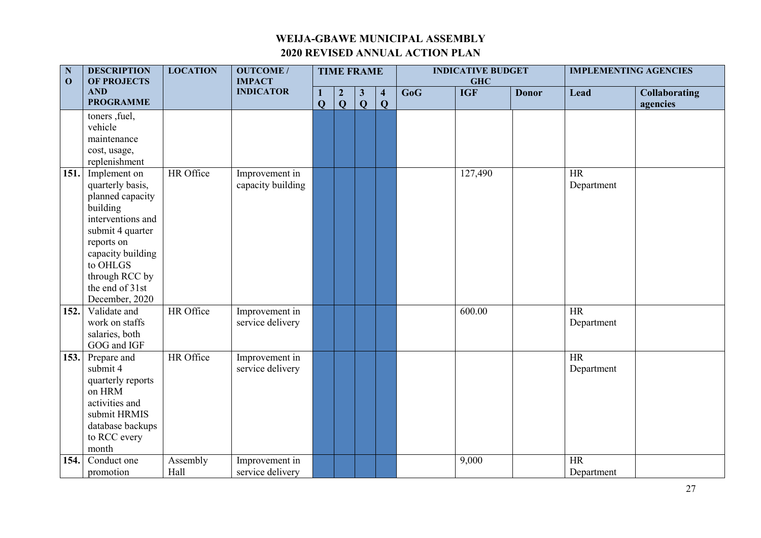# WEIJA-GBAWE MUNICIPAL ASSEMBLY
## 2020 REVISED ANNUAL ACTION PLAN

| NO | DESCRIPTION OF PROJECTS AND PROGRAMME | LOCATION | OUTCOME / IMPACT INDICATOR | TIME FRAME | | | | INDICATIVE BUDGET GHC | | | IMPLEMENTING AGENCIES | |
|---|---|---|---|---|---|---|---|---|---|---|---|---|
| | | | | 1 Q | 2 Q | 3 Q | 4 Q | GoG | IGF | Donor | Lead | Collaborating agencies |
| | toners ,fuel, vehicle maintenance cost, usage, replenishment | | | | | | | | | | | |
| 151. | Implement on quarterly basis, planned capacity building interventions and submit 4 quarter reports on capacity building to OHLGS through RCC by the end of 31st December, 2020 | HR Office | Improvement in capacity building | | | | | | 127,490 | | HR Department | |
| 152. | Validate and work on staffs salaries, both GOG and IGF | HR Office | Improvement in service delivery | | | | | | 600.00 | | HR Department | |
| 153. | Prepare and submit 4 quarterly reports on HRM activities and submit HRMIS database backups to RCC every month | HR Office | Improvement in service delivery | | | | | | | | HR Department | |
| 154. | Conduct one promotion | Assembly Hall | Improvement in service delivery | | | | | | 9,000 | | HR Department | |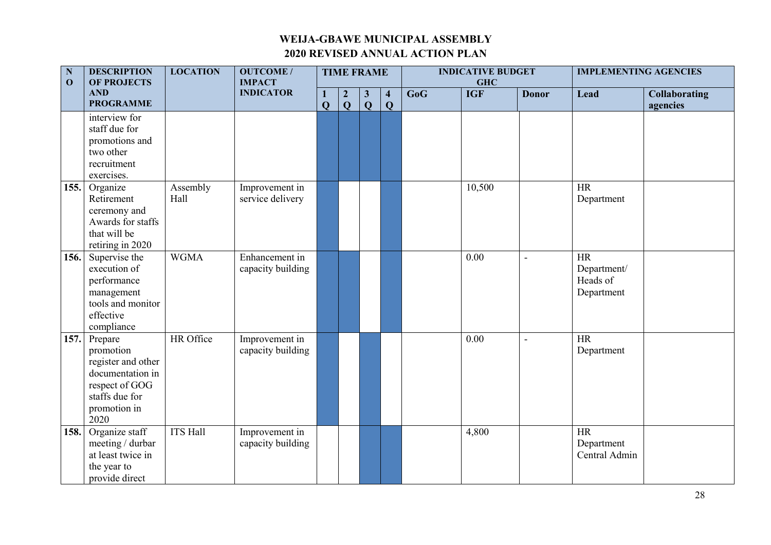# WEIJA-GBAWE MUNICIPAL ASSEMBLY

## 2020 REVISED ANNUAL ACTION PLAN

| NO | DESCRIPTION OF PROJECTS AND PROGRAMME | LOCATION | OUTCOME / IMPACT INDICATOR | TIME FRAME | | | | INDICATIVE BUDGET GHC | | | IMPLEMENTING AGENCIES | |
|---|---|---|---|---|---|---|---|---|---|---|---|---|
| | | | | 1 Q | 2 Q | 3 Q | 4 Q | GoG | IGF | Donor | Lead | Collaborating agencies |
| | interview for staff due for promotions and two other recruitment exercises. | | | | | | | | | | | |
| 155. | Organize Retirement ceremony and Awards for staffs that will be retiring in 2020 | Assembly Hall | Improvement in service delivery | | | | | | 10,500 | | HR Department | |
| 156. | Supervise the execution of performance management tools and monitor effective compliance | WGMA | Enhancement in capacity building | | | | | | 0.00 | - | HR Department/ Heads of Department | |
| 157. | Prepare promotion register and other documentation in respect of GOG staffs due for promotion in 2020 | HR Office | Improvement in capacity building | | | | | | 0.00 | - | HR Department | |
| 158. | Organize staff meeting / durbar at least twice in the year to provide direct | ITS Hall | Improvement in capacity building | | | | | | 4,800 | | HR Department Central Admin | |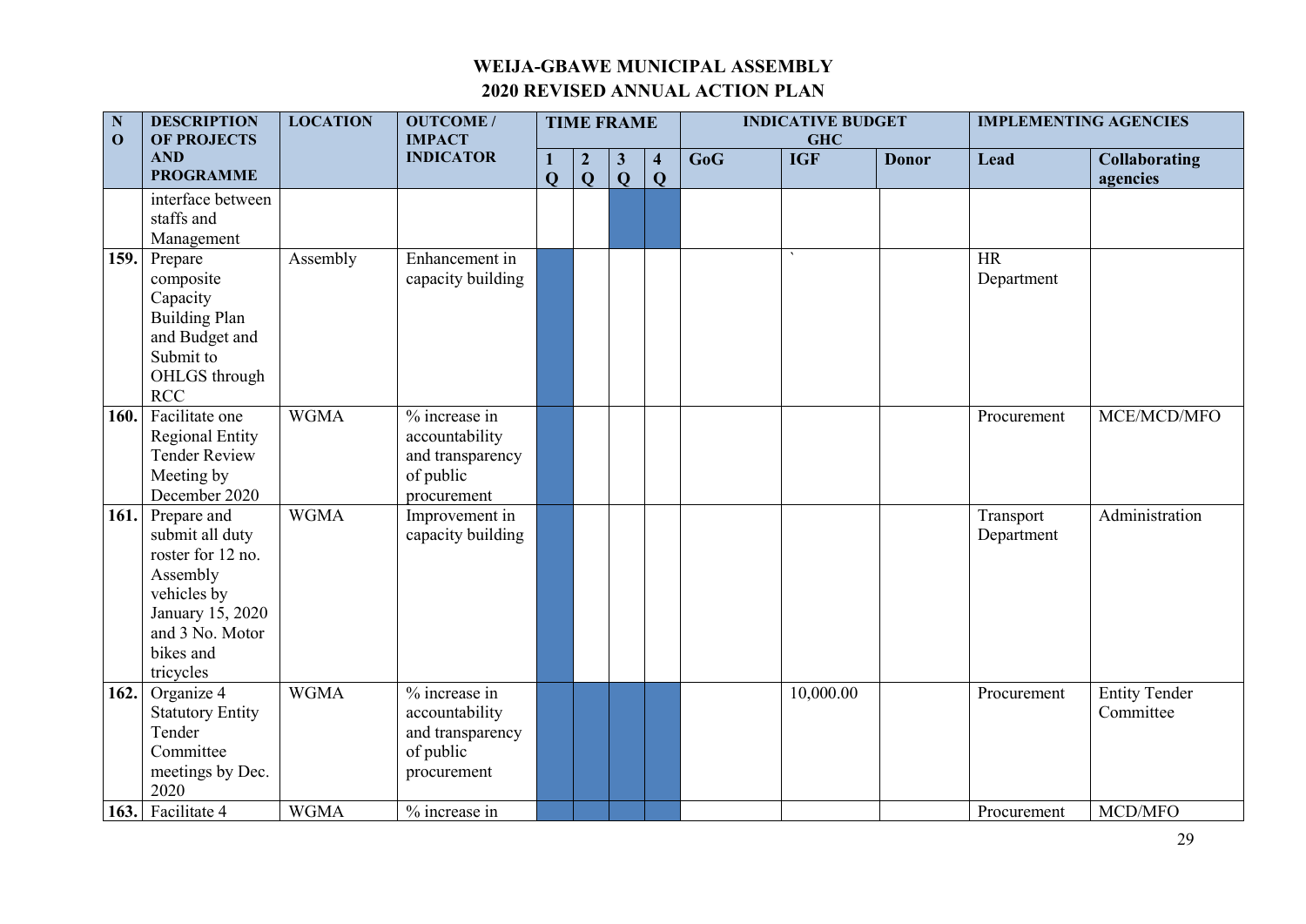# WEIJA-GBAWE MUNICIPAL ASSEMBLY

## 2020 REVISED ANNUAL ACTION PLAN

| NO | DESCRIPTION OF PROJECTS AND PROGRAMME | LOCATION | OUTCOME / IMPACT INDICATOR | TIME FRAME | | | | INDICATIVE BUDGET GHC | | | IMPLEMENTING AGENCIES | |
|---|---|---|---|---|---|---|---|---|---|---|---|---|
| | | | | 1 Q | 2 Q | 3 Q | 4 Q | GoG | IGF | Donor | Lead | Collaborating agencies |
| | interface between staffs and Management | | | | | ■ | ■ | | | | | |
| 159. | Prepare composite Capacity Building Plan and Budget and Submit to OHLGS through RCC | Assembly | Enhancement in capacity building | ■ | | | | | ` | | HR Department | |
| 160. | Facilitate one Regional Entity Tender Review Meeting by December 2020 | WGMA | % increase in accountability and transparency of public procurement | ■ | | | | | | | Procurement | MCE/MCD/MFO |
| 161. | Prepare and submit all duty roster for 12 no. Assembly vehicles by January 15, 2020 and 3 No. Motor bikes and tricycles | WGMA | Improvement in capacity building | ■ | | | | | | | Transport Department | Administration |
| 162. | Organize 4 Statutory Entity Tender Committee meetings by Dec. 2020 | WGMA | % increase in accountability and transparency of public procurement | ■ | ■ | ■ | ■ | | 10,000.00 | | Procurement | Entity Tender Committee |
| 163. | Facilitate 4 | WGMA | % increase in | ■ | ■ | ■ | ■ | | | | Procurement | MCD/MFO |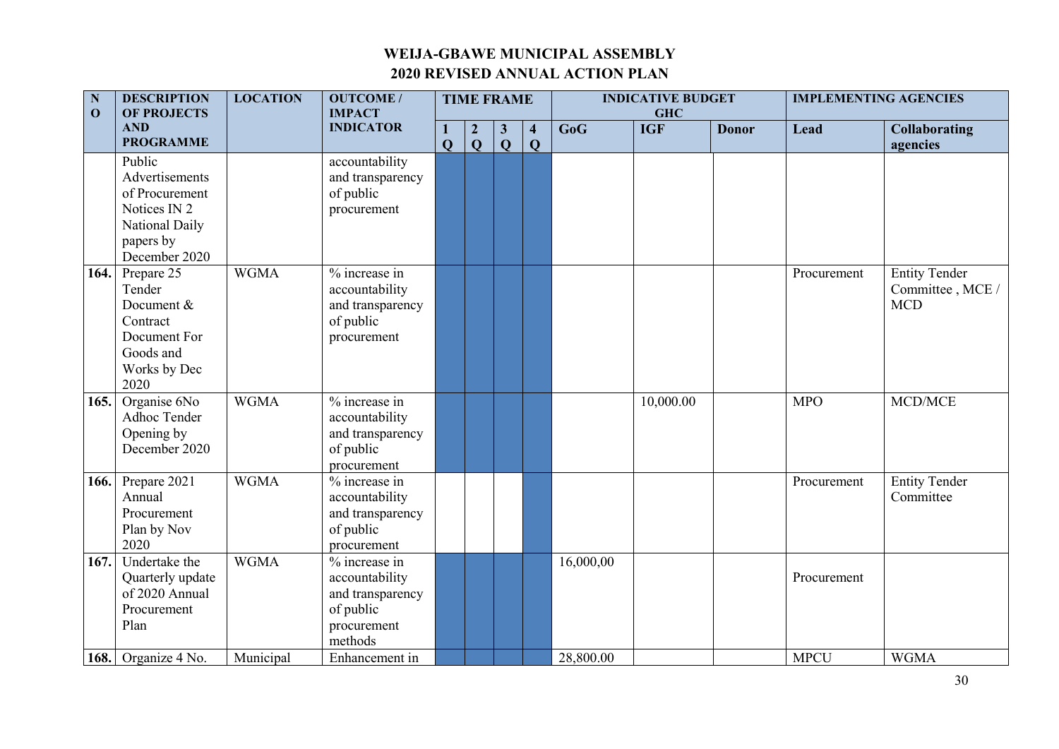# WEIJA-GBAWE MUNICIPAL ASSEMBLY
## 2020 REVISED ANNUAL ACTION PLAN

| NO | DESCRIPTION OF PROJECTS AND PROGRAMME | LOCATION | OUTCOME / IMPACT INDICATOR | TIME FRAME | | | | INDICATIVE BUDGET GHC | | | IMPLEMENTING AGENCIES | |
|---|---|---|---|---|---|---|---|---|---|---|---|---|
| | | | | 1 Q | 2 Q | 3 Q | 4 Q | GoG | IGF | Donor | Lead | Collaborating agencies |
| | Public Advertisements of Procurement Notices IN 2 National Daily papers by December 2020 | | accountability and transparency of public procurement | | | | | | | | | |
| 164. | Prepare 25 Tender Document & Contract Document For Goods and Works by Dec 2020 | WGMA | % increase in accountability and transparency of public procurement | | | | | | | | Procurement | Entity Tender Committee , MCE / MCD |
| 165. | Organise 6No Adhoc Tender Opening by December 2020 | WGMA | % increase in accountability and transparency of public procurement | | | | | | 10,000.00 | | MPO | MCD/MCE |
| 166. | Prepare 2021 Annual Procurement Plan by Nov 2020 | WGMA | % increase in accountability and transparency of public procurement | | | | | | | | Procurement | Entity Tender Committee |
| 167. | Undertake the Quarterly update of 2020 Annual Procurement Plan | WGMA | % increase in accountability and transparency of public procurement methods | | | | | 16,000,00 | | | Procurement | |
| 168. | Organize 4 No. | Municipal | Enhancement in | | | | | 28,800.00 | | | MPCU | WGMA |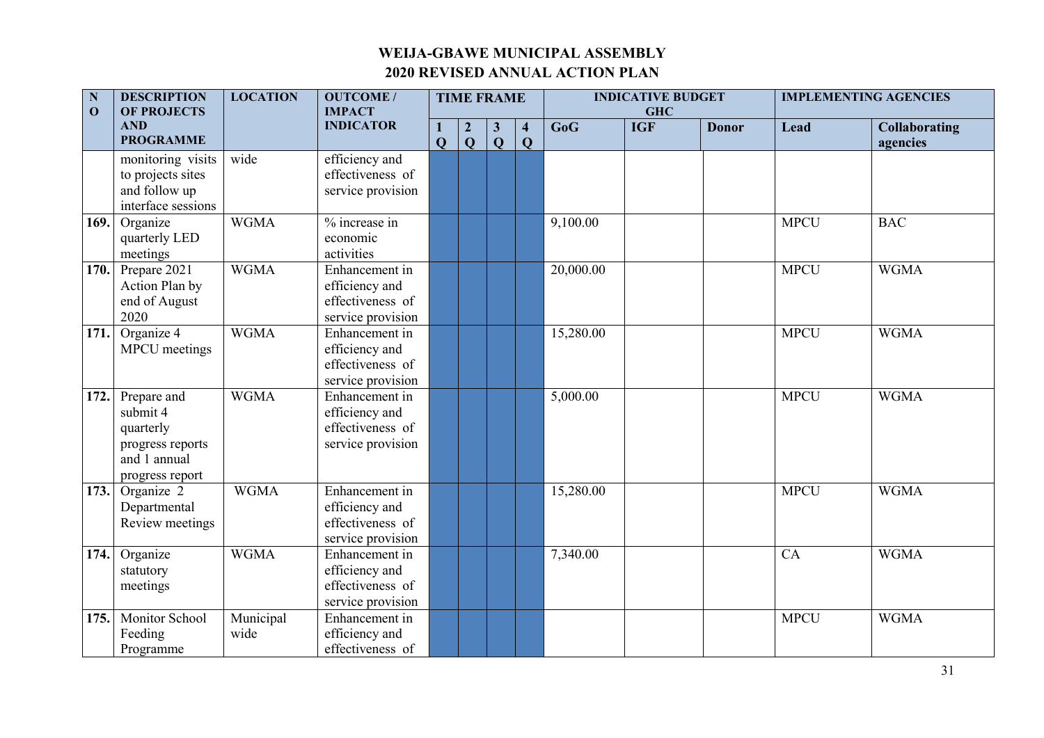## WEIJA-GBAWE MUNICIPAL ASSEMBLY
## 2020 REVISED ANNUAL ACTION PLAN

| NO | DESCRIPTION OF PROJECTS AND PROGRAMME | LOCATION | OUTCOME / IMPACT INDICATOR | TIME FRAME | | | | INDICATIVE BUDGET GHC | | | IMPLEMENTING AGENCIES | |
|---|---|---|---|---|---|---|---|---|---|---|---|---|
| | | | | 1 Q | 2 Q | 3 Q | 4 Q | GoG | IGF | Donor | Lead | Collaborating agencies |
| | monitoring visits to projects sites and follow up interface sessions | wide | efficiency and effectiveness of service provision | | | | | | | | | |
| 169. | Organize quarterly LED meetings | WGMA | % increase in economic activities | | | | | 9,100.00 | | | MPCU | BAC |
| 170. | Prepare 2021 Action Plan by end of August 2020 | WGMA | Enhancement in efficiency and effectiveness of service provision | | | | | 20,000.00 | | | MPCU | WGMA |
| 171. | Organize 4 MPCU meetings | WGMA | Enhancement in efficiency and effectiveness of service provision | | | | | 15,280.00 | | | MPCU | WGMA |
| 172. | Prepare and submit 4 quarterly progress reports and 1 annual progress report | WGMA | Enhancement in efficiency and effectiveness of service provision | | | | | 5,000.00 | | | MPCU | WGMA |
| 173. | Organize 2 Departmental Review meetings | WGMA | Enhancement in efficiency and effectiveness of service provision | | | | | 15,280.00 | | | MPCU | WGMA |
| 174. | Organize statutory meetings | WGMA | Enhancement in efficiency and effectiveness of service provision | | | | | 7,340.00 | | | CA | WGMA |
| 175. | Monitor School Feeding Programme | Municipal wide | Enhancement in efficiency and effectiveness of | | | | | | | | MPCU | WGMA |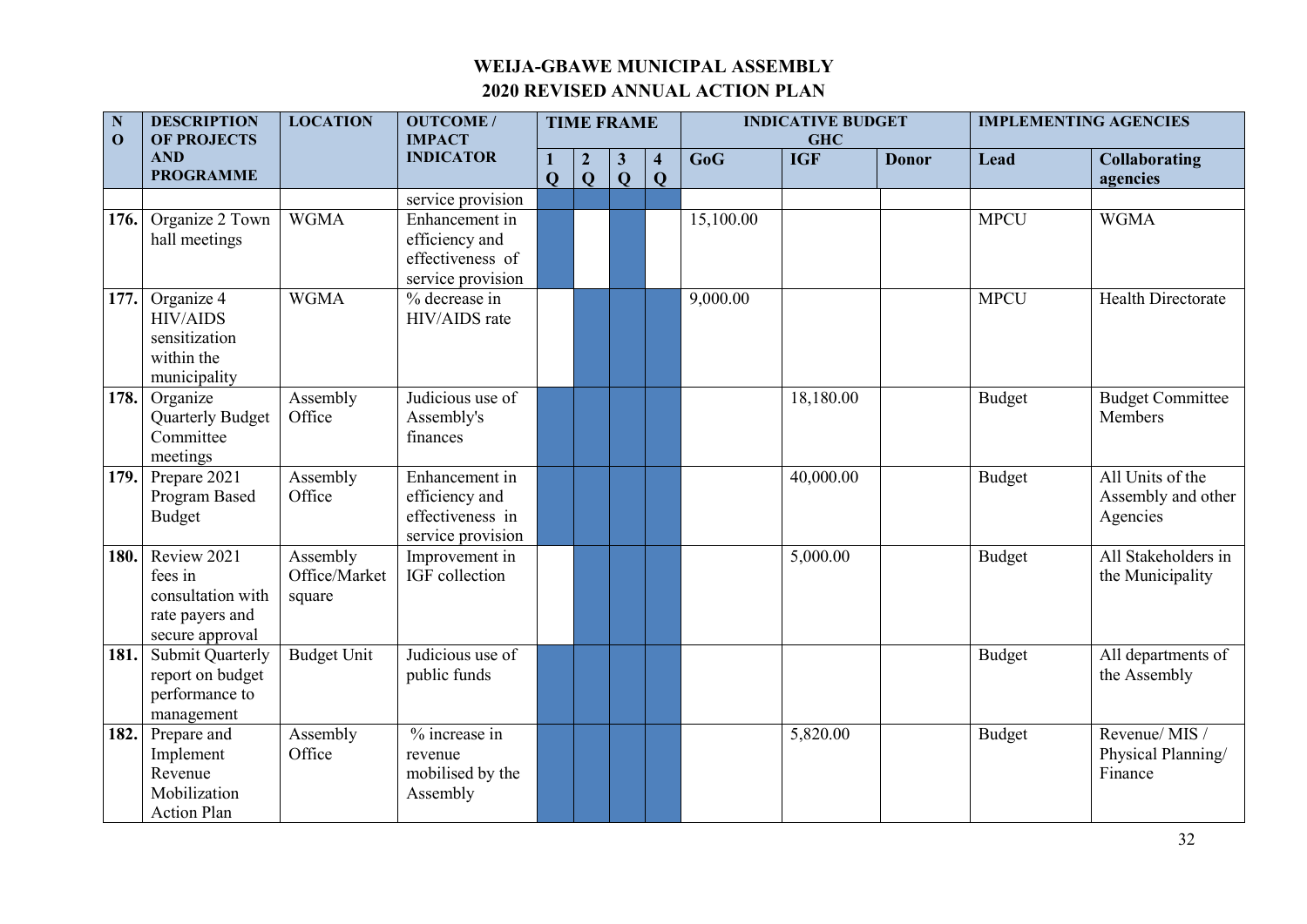# WEIJA-GBAWE MUNICIPAL ASSEMBLY

## 2020 REVISED ANNUAL ACTION PLAN

| NO | DESCRIPTION OF PROJECTS AND PROGRAMME | LOCATION | OUTCOME / IMPACT INDICATOR | TIME FRAME | | | | INDICATIVE BUDGET GHC | | | IMPLEMENTING AGENCIES | |
|---|---|---|---|---|---|---|---|---|---|---|---|---|
| | | | | 1 Q | 2 Q | 3 Q | 4 Q | GoG | IGF | Donor | Lead | Collaborating agencies |
| | | | service provision | | | | | | | | | |
| 176. | Organize 2 Town hall meetings | WGMA | Enhancement in efficiency and effectiveness of service provision | | | | | 15,100.00 | | | MPCU | WGMA |
| 177. | Organize 4 HIV/AIDS sensitization within the municipality | WGMA | % decrease in HIV/AIDS rate | | | | | 9,000.00 | | | MPCU | Health Directorate |
| 178. | Organize Quarterly Budget Committee meetings | Assembly Office | Judicious use of Assembly's finances | | | | | | 18,180.00 | | Budget | Budget Committee Members |
| 179. | Prepare 2021 Program Based Budget | Assembly Office | Enhancement in efficiency and effectiveness in service provision | | | | | | 40,000.00 | | Budget | All Units of the Assembly and other Agencies |
| 180. | Review 2021 fees in consultation with rate payers and secure approval | Assembly Office/Market square | Improvement in IGF collection | | | | | | 5,000.00 | | Budget | All Stakeholders in the Municipality |
| 181. | Submit Quarterly report on budget performance to management | Budget Unit | Judicious use of public funds | | | | | | | | Budget | All departments of the Assembly |
| 182. | Prepare and Implement Revenue Mobilization Action Plan | Assembly Office | % increase in revenue mobilised by the Assembly | | | | | | 5,820.00 | | Budget | Revenue/ MIS / Physical Planning/ Finance |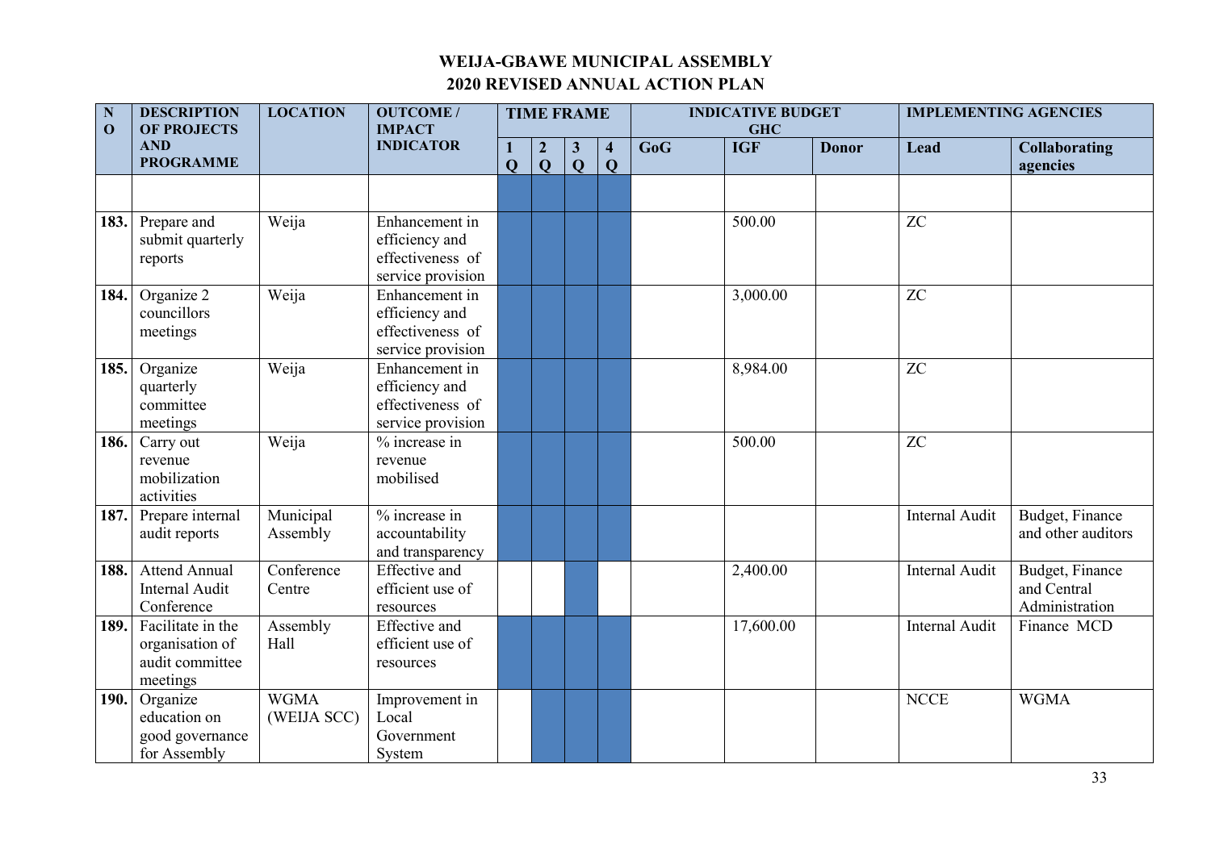# WEIJA-GBAWE MUNICIPAL ASSEMBLY
## 2020 REVISED ANNUAL ACTION PLAN

| NO | DESCRIPTION OF PROJECTS AND PROGRAMME | LOCATION | OUTCOME / IMPACT INDICATOR | TIME FRAME | | | | INDICATIVE BUDGET GHC | | | IMPLEMENTING AGENCIES | |
|---|---|---|---|---|---|---|---|---|---|---|---|---|
| | | | | 1 Q | 2 Q | 3 Q | 4 Q | GoG | IGF | Donor | Lead | Collaborating agencies |
| | | | | | | | | | | | | |
| 183. | Prepare and submit quarterly reports | Weija | Enhancement in efficiency and effectiveness of service provision | | | | | | 500.00 | | ZC | |
| 184. | Organize 2 councillors meetings | Weija | Enhancement in efficiency and effectiveness of service provision | | | | | | 3,000.00 | | ZC | |
| 185. | Organize quarterly committee meetings | Weija | Enhancement in efficiency and effectiveness of service provision | | | | | | 8,984.00 | | ZC | |
| 186. | Carry out revenue mobilization activities | Weija | % increase in revenue mobilised | | | | | | 500.00 | | ZC | |
| 187. | Prepare internal audit reports | Municipal Assembly | % increase in accountability and transparency | | | | | | | | Internal Audit | Budget, Finance and other auditors |
| 188. | Attend Annual Internal Audit Conference | Conference Centre | Effective and efficient use of resources | | | | | | 2,400.00 | | Internal Audit | Budget, Finance and Central Administration |
| 189. | Facilitate in the organisation of audit committee meetings | Assembly Hall | Effective and efficient use of resources | | | | | | 17,600.00 | | Internal Audit | Finance MCD |
| 190. | Organize education on good governance for Assembly | WGMA (WEIJA SCC) | Improvement in Local Government System | | | | | | | | NCCE | WGMA |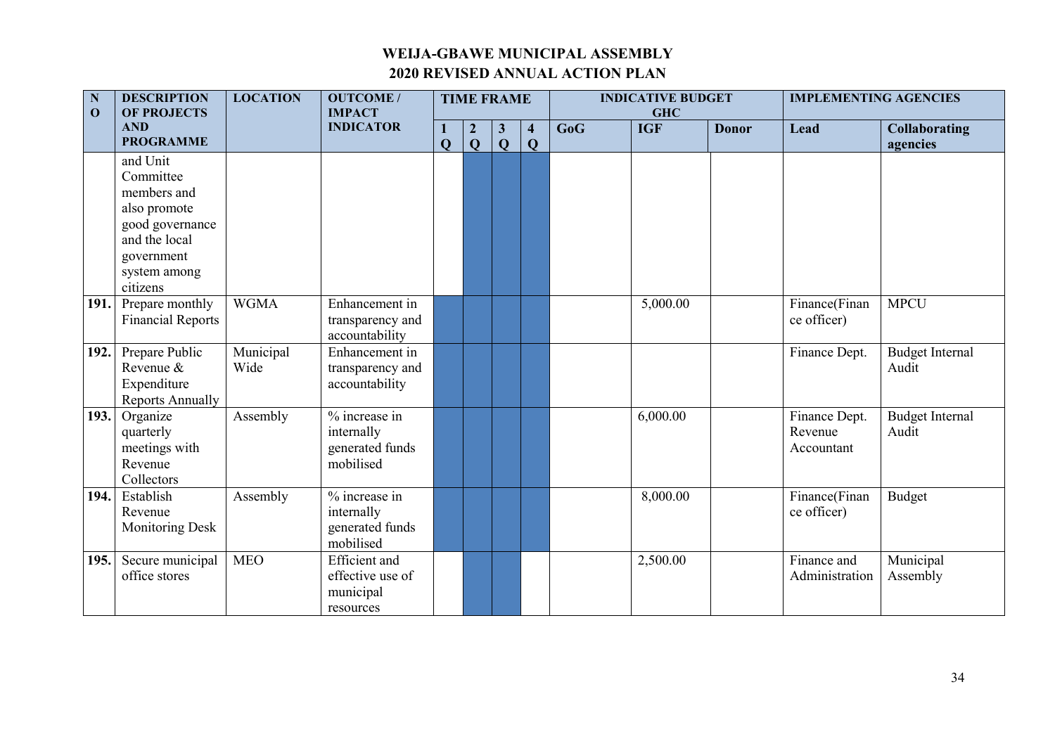# WEIJA-GBAWE MUNICIPAL ASSEMBLY

## 2020 REVISED ANNUAL ACTION PLAN

| NO | DESCRIPTION OF PROJECTS AND PROGRAMME | LOCATION | OUTCOME / IMPACT INDICATOR | TIME FRAME | | | | INDICATIVE BUDGET GHC | | | IMPLEMENTING AGENCIES | |
|---|---|---|---|---|---|---|---|---|---|---|---|---|
| | | | | 1 Q | 2 Q | 3 Q | 4 Q | GoG | IGF | Donor | Lead | Collaborating agencies |
| | and Unit Committee members and also promote good governance and the local government system among citizens | | | | | | | | | | | |
| 191. | Prepare monthly Financial Reports | WGMA | Enhancement in transparency and accountability | | | | | | 5,000.00 | | Finance(Finance officer) | MPCU |
| 192. | Prepare Public Revenue & Expenditure Reports Annually | Municipal Wide | Enhancement in transparency and accountability | | | | | | | | Finance Dept. | Budget Internal Audit |
| 193. | Organize quarterly meetings with Revenue Collectors | Assembly | % increase in internally generated funds mobilised | | | | | | 6,000.00 | | Finance Dept. Revenue Accountant | Budget Internal Audit |
| 194. | Establish Revenue Monitoring Desk | Assembly | % increase in internally generated funds mobilised | | | | | | 8,000.00 | | Finance(Finance officer) | Budget |
| 195. | Secure municipal office stores | MEO | Efficient and effective use of municipal resources | | | | | | 2,500.00 | | Finance and Administration | Municipal Assembly |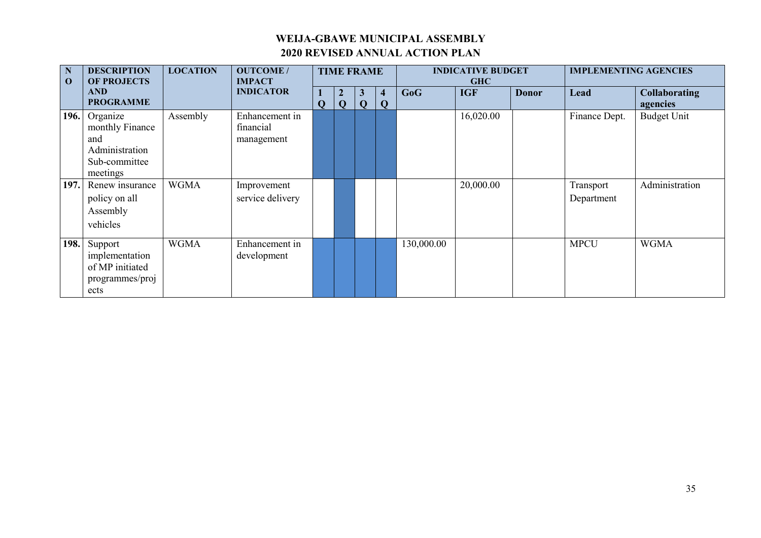# WEIJA-GBAWE MUNICIPAL ASSEMBLY
## 2020 REVISED ANNUAL ACTION PLAN

| NO | DESCRIPTION OF PROJECTS AND PROGRAMME | LOCATION | OUTCOME / IMPACT INDICATOR | TIME FRAME | | | | INDICATIVE BUDGET GHC | | | IMPLEMENTING AGENCIES | |
|---|---|---|---|---|---|---|---|---|---|---|---|---|
| | | | | 1 Q | 2 Q | 3 Q | 4 Q | GoG | IGF | Donor | Lead | Collaborating agencies |
| 196. | Organize monthly Finance and Administration Sub-committee meetings | Assembly | Enhancement in financial management | | | | | | 16,020.00 | | Finance Dept. | Budget Unit |
| 197. | Renew insurance policy on all Assembly vehicles | WGMA | Improvement service delivery | | | | | | 20,000.00 | | Transport Department | Administration |
| 198. | Support implementation of MP initiated programmes/projects | WGMA | Enhancement in development | | | | | 130,000.00 | | | MPCU | WGMA |